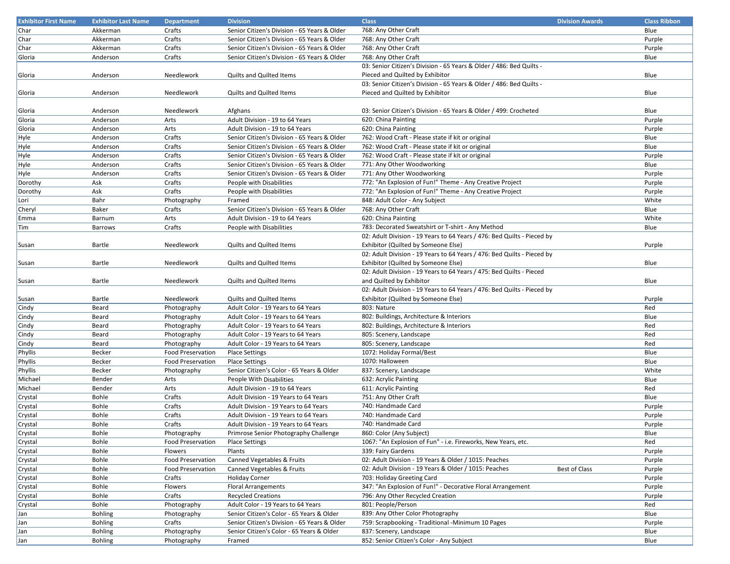| Exhibitor First Name | Exhibitor Last Name | Department | Division | Class | Division Awards | Class Ribbon |
|---|---|---|---|---|---|---|
| Char | Akkerman | Crafts | Senior Citizen's Division - 65 Years & Older | 768: Any Other Craft | | Blue |
| Char | Akkerman | Crafts | Senior Citizen's Division - 65 Years & Older | 768: Any Other Craft | | Purple |
| Char | Akkerman | Crafts | Senior Citizen's Division - 65 Years & Older | 768: Any Other Craft | | Purple |
| Gloria | Anderson | Crafts | Senior Citizen's Division - 65 Years & Older | 768: Any Other Craft | | Blue |
| Gloria | Anderson | Needlework | Quilts and Quilted Items | 03: Senior Citizen's Division - 65 Years & Older / 486: Bed Quilts - Pieced and Quilted by Exhibitor | | Blue |
| Gloria | Anderson | Needlework | Quilts and Quilted Items | 03: Senior Citizen's Division - 65 Years & Older / 486: Bed Quilts - Pieced and Quilted by Exhibitor | | Blue |
| Gloria | Anderson | Needlework | Afghans | 03: Senior Citizen's Division - 65 Years & Older / 499: Crocheted | | Blue |
| Gloria | Anderson | Arts | Adult Division - 19 to 64 Years | 620: China Painting | | Purple |
| Gloria | Anderson | Arts | Adult Division - 19 to 64 Years | 620: China Painting | | Purple |
| Hyle | Anderson | Crafts | Senior Citizen's Division - 65 Years & Older | 762: Wood Craft - Please state if kit or original | | Blue |
| Hyle | Anderson | Crafts | Senior Citizen's Division - 65 Years & Older | 762: Wood Craft - Please state if kit or original | | Blue |
| Hyle | Anderson | Crafts | Senior Citizen's Division - 65 Years & Older | 762: Wood Craft - Please state if kit or original | | Purple |
| Hyle | Anderson | Crafts | Senior Citizen's Division - 65 Years & Older | 771: Any Other Woodworking | | Blue |
| Hyle | Anderson | Crafts | Senior Citizen's Division - 65 Years & Older | 771: Any Other Woodworking | | Purple |
| Dorothy | Ask | Crafts | People with Disabilities | 772: "An Explosion of Fun!" Theme - Any Creative Project | | Purple |
| Dorothy | Ask | Crafts | People with Disabilities | 772: "An Explosion of Fun!" Theme - Any Creative Project | | Purple |
| Lori | Bahr | Photography | Framed | 848: Adult Color - Any Subject | | White |
| Cheryl | Baker | Crafts | Senior Citizen's Division - 65 Years & Older | 768: Any Other Craft | | Blue |
| Emma | Barnum | Arts | Adult Division - 19 to 64 Years | 620: China Painting | | White |
| Tim | Barrows | Crafts | People with Disabilities | 783: Decorated Sweatshirt or T-shirt - Any Method | | Blue |
| Susan | Bartle | Needlework | Quilts and Quilted Items | 02: Adult Division - 19 Years to 64 Years / 476: Bed Quilts - Pieced by Exhibitor (Quilted by Someone Else) | | Purple |
| Susan | Bartle | Needlework | Quilts and Quilted Items | 02: Adult Division - 19 Years to 64 Years / 476: Bed Quilts - Pieced by Exhibitor (Quilted by Someone Else) | | Blue |
| Susan | Bartle | Needlework | Quilts and Quilted Items | 02: Adult Division - 19 Years to 64 Years / 475: Bed Quilts - Pieced and Quilted by Exhibitor | | Blue |
| Susan | Bartle | Needlework | Quilts and Quilted Items | 02: Adult Division - 19 Years to 64 Years / 476: Bed Quilts - Pieced by Exhibitor (Quilted by Someone Else) | | Purple |
| Cindy | Beard | Photography | Adult Color - 19 Years to 64 Years | 803: Nature | | Red |
| Cindy | Beard | Photography | Adult Color - 19 Years to 64 Years | 802: Buildings, Architecture & Interiors | | Blue |
| Cindy | Beard | Photography | Adult Color - 19 Years to 64 Years | 802: Buildings, Architecture & Interiors | | Red |
| Cindy | Beard | Photography | Adult Color - 19 Years to 64 Years | 805: Scenery, Landscape | | Red |
| Cindy | Beard | Photography | Adult Color - 19 Years to 64 Years | 805: Scenery, Landscape | | Red |
| Phyllis | Becker | Food Preservation | Place Settings | 1072: Holiday Formal/Best | | Blue |
| Phyllis | Becker | Food Preservation | Place Settings | 1070: Halloween | | Blue |
| Phyllis | Becker | Photography | Senior Citizen's Color - 65 Years & Older | 837: Scenery, Landscape | | White |
| Michael | Bender | Arts | People With Disabilities | 632: Acrylic Painting | | Blue |
| Michael | Bender | Arts | Adult Division - 19 to 64 Years | 611: Acrylic Painting | | Red |
| Crystal | Bohle | Crafts | Adult Division - 19 Years to 64 Years | 751: Any Other Craft | | Blue |
| Crystal | Bohle | Crafts | Adult Division - 19 Years to 64 Years | 740: Handmade Card | | Purple |
| Crystal | Bohle | Crafts | Adult Division - 19 Years to 64 Years | 740: Handmade Card | | Purple |
| Crystal | Bohle | Crafts | Adult Division - 19 Years to 64 Years | 740: Handmade Card | | Purple |
| Crystal | Bohle | Photography | Primrose Senior Photography Challenge | 860: Color (Any Subject) | | Blue |
| Crystal | Bohle | Food Preservation | Place Settings | 1067: "An Explosion of Fun" - i.e. Fireworks, New Years, etc. | | Red |
| Crystal | Bohle | Flowers | Plants | 339: Fairy Gardens | | Purple |
| Crystal | Bohle | Food Preservation | Canned Vegetables & Fruits | 02: Adult Division - 19 Years & Older / 1015: Peaches | | Purple |
| Crystal | Bohle | Food Preservation | Canned Vegetables & Fruits | 02: Adult Division - 19 Years & Older / 1015: Peaches | Best of Class | Purple |
| Crystal | Bohle | Crafts | Holiday Corner | 703: Holiday Greeting Card | | Purple |
| Crystal | Bohle | Flowers | Floral Arrangements | 347: "An Explosion of Fun!" - Decorative Floral Arrangement | | Purple |
| Crystal | Bohle | Crafts | Recycled Creations | 796: Any Other Recycled Creation | | Purple |
| Crystal | Bohle | Photography | Adult Color - 19 Years to 64 Years | 801: People/Person | | Red |
| Jan | Bohling | Photography | Senior Citizen's Color - 65 Years & Older | 839: Any Other Color Photography | | Blue |
| Jan | Bohling | Crafts | Senior Citizen's Division - 65 Years & Older | 759: Scrapbooking - Traditional -Minimum 10 Pages | | Purple |
| Jan | Bohling | Photography | Senior Citizen's Color - 65 Years & Older | 837: Scenery, Landscape | | Blue |
| Jan | Bohling | Photography | Framed | 852: Senior Citizen's Color - Any Subject | | Blue |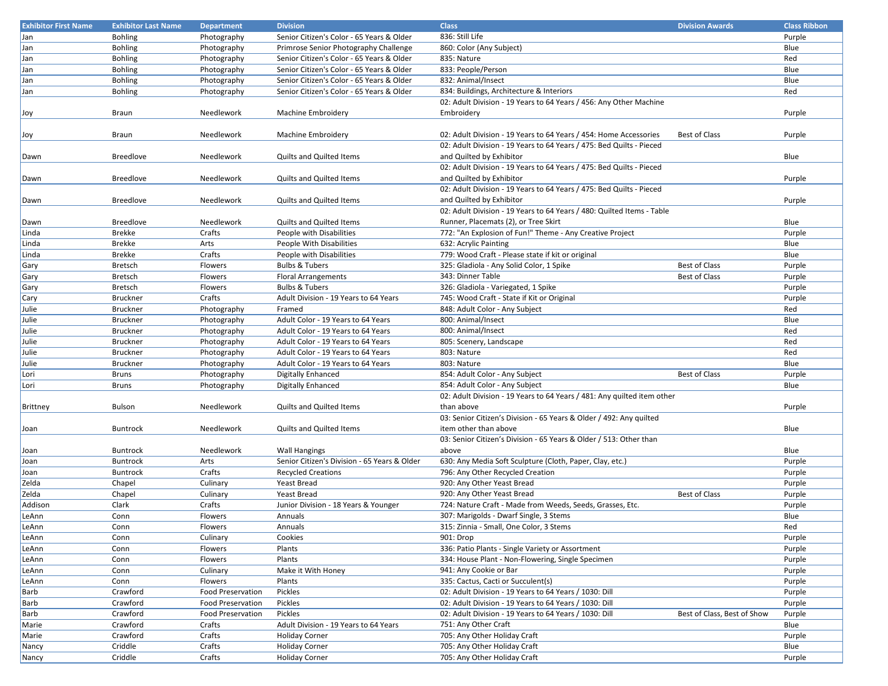| Exhibitor First Name | Exhibitor Last Name | Department | Division | Class | Division Awards | Class Ribbon |
|---|---|---|---|---|---|---|
| Jan | Bohling | Photography | Senior Citizen's Color - 65 Years & Older | 836: Still Life | | Purple |
| Jan | Bohling | Photography | Primrose Senior Photography Challenge | 860: Color (Any Subject) | | Blue |
| Jan | Bohling | Photography | Senior Citizen's Color - 65 Years & Older | 835: Nature | | Red |
| Jan | Bohling | Photography | Senior Citizen's Color - 65 Years & Older | 833: People/Person | | Blue |
| Jan | Bohling | Photography | Senior Citizen's Color - 65 Years & Older | 832: Animal/Insect | | Blue |
| Jan | Bohling | Photography | Senior Citizen's Color - 65 Years & Older | 834: Buildings, Architecture & Interiors | | Red |
| Joy | Braun | Needlework | Machine Embroidery | 02: Adult Division - 19 Years to 64 Years / 456: Any Other Machine Embroidery | | Purple |
| Joy | Braun | Needlework | Machine Embroidery | 02: Adult Division - 19 Years to 64 Years / 454: Home Accessories | Best of Class | Purple |
| Dawn | Breedlove | Needlework | Quilts and Quilted Items | 02: Adult Division - 19 Years to 64 Years / 475: Bed Quilts - Pieced and Quilted by Exhibitor | | Blue |
| Dawn | Breedlove | Needlework | Quilts and Quilted Items | 02: Adult Division - 19 Years to 64 Years / 475: Bed Quilts - Pieced and Quilted by Exhibitor | | Purple |
| Dawn | Breedlove | Needlework | Quilts and Quilted Items | 02: Adult Division - 19 Years to 64 Years / 475: Bed Quilts - Pieced and Quilted by Exhibitor | | Purple |
| Dawn | Breedlove | Needlework | Quilts and Quilted Items | 02: Adult Division - 19 Years to 64 Years / 480: Quilted Items - Table Runner, Placemats (2), or Tree Skirt | | Blue |
| Linda | Brekke | Crafts | People with Disabilities | 772: "An Explosion of Fun!" Theme - Any Creative Project | | Purple |
| Linda | Brekke | Arts | People With Disabilities | 632: Acrylic Painting | | Blue |
| Linda | Brekke | Crafts | People with Disabilities | 779: Wood Craft - Please state if kit or original | | Blue |
| Gary | Bretsch | Flowers | Bulbs & Tubers | 325: Gladiola - Any Solid Color, 1 Spike | Best of Class | Purple |
| Gary | Bretsch | Flowers | Floral Arrangements | 343: Dinner Table | Best of Class | Purple |
| Gary | Bretsch | Flowers | Bulbs & Tubers | 326: Gladiola - Variegated, 1 Spike | | Purple |
| Cary | Bruckner | Crafts | Adult Division - 19 Years to 64 Years | 745: Wood Craft - State if Kit or Original | | Purple |
| Julie | Bruckner | Photography | Framed | 848: Adult Color - Any Subject | | Red |
| Julie | Bruckner | Photography | Adult Color - 19 Years to 64 Years | 800: Animal/Insect | | Blue |
| Julie | Bruckner | Photography | Adult Color - 19 Years to 64 Years | 800: Animal/Insect | | Red |
| Julie | Bruckner | Photography | Adult Color - 19 Years to 64 Years | 805: Scenery, Landscape | | Red |
| Julie | Bruckner | Photography | Adult Color - 19 Years to 64 Years | 803: Nature | | Red |
| Julie | Bruckner | Photography | Adult Color - 19 Years to 64 Years | 803: Nature | | Blue |
| Lori | Bruns | Photography | Digitally Enhanced | 854: Adult Color - Any Subject | Best of Class | Purple |
| Lori | Bruns | Photography | Digitally Enhanced | 854: Adult Color - Any Subject | | Blue |
| Brittney | Bulson | Needlework | Quilts and Quilted Items | 02: Adult Division - 19 Years to 64 Years / 481: Any quilted item other than above | | Purple |
| Joan | Buntrock | Needlework | Quilts and Quilted Items | 03: Senior Citizen's Division - 65 Years & Older / 492: Any quilted item other than above | | Blue |
| Joan | Buntrock | Needlework | Wall Hangings | 03: Senior Citizen's Division - 65 Years & Older / 513: Other than above | | Blue |
| Joan | Buntrock | Arts | Senior Citizen's Division - 65 Years & Older | 630: Any Media Soft Sculpture (Cloth, Paper, Clay, etc.) | | Purple |
| Joan | Buntrock | Crafts | Recycled Creations | 796: Any Other Recycled Creation | | Purple |
| Zelda | Chapel | Culinary | Yeast Bread | 920: Any Other Yeast Bread | | Purple |
| Zelda | Chapel | Culinary | Yeast Bread | 920: Any Other Yeast Bread | Best of Class | Purple |
| Addison | Clark | Crafts | Junior Division - 18 Years & Younger | 724: Nature Craft - Made from Weeds, Seeds, Grasses, Etc. | | Purple |
| LeAnn | Conn | Flowers | Annuals | 307: Marigolds - Dwarf Single, 3 Stems | | Blue |
| LeAnn | Conn | Flowers | Annuals | 315: Zinnia - Small, One Color, 3 Stems | | Red |
| LeAnn | Conn | Culinary | Cookies | 901: Drop | | Purple |
| LeAnn | Conn | Flowers | Plants | 336: Patio Plants - Single Variety or Assortment | | Purple |
| LeAnn | Conn | Flowers | Plants | 334: House Plant - Non-Flowering, Single Specimen | | Purple |
| LeAnn | Conn | Culinary | Make it With Honey | 941: Any Cookie or Bar | | Purple |
| LeAnn | Conn | Flowers | Plants | 335: Cactus, Cacti or Succulent(s) | | Purple |
| Barb | Crawford | Food Preservation | Pickles | 02: Adult Division - 19 Years to 64 Years / 1030: Dill | | Purple |
| Barb | Crawford | Food Preservation | Pickles | 02: Adult Division - 19 Years to 64 Years / 1030: Dill | | Purple |
| Barb | Crawford | Food Preservation | Pickles | 02: Adult Division - 19 Years to 64 Years / 1030: Dill | Best of Class, Best of Show | Purple |
| Marie | Crawford | Crafts | Adult Division - 19 Years to 64 Years | 751: Any Other Craft | | Blue |
| Marie | Crawford | Crafts | Holiday Corner | 705: Any Other Holiday Craft | | Purple |
| Nancy | Criddle | Crafts | Holiday Corner | 705: Any Other Holiday Craft | | Blue |
| Nancy | Criddle | Crafts | Holiday Corner | 705: Any Other Holiday Craft | | Purple |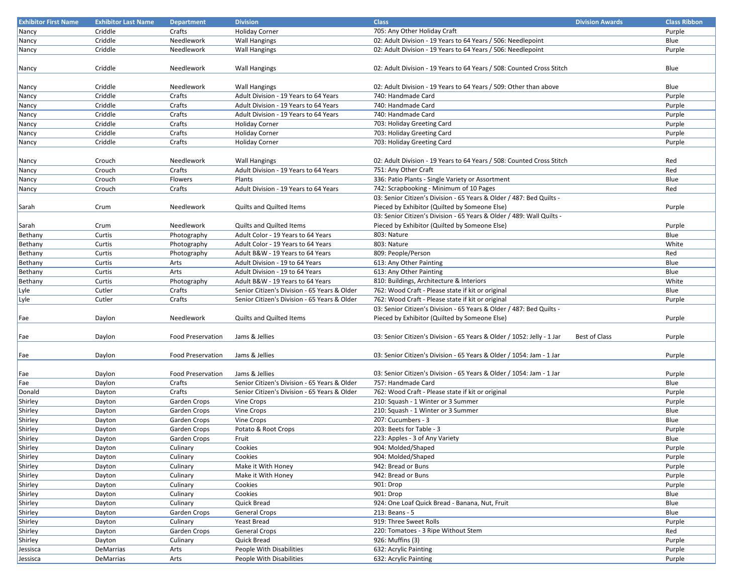| Exhibitor First Name | Exhibitor Last Name | Department | Division | Class | Division Awards | Class Ribbon |
| --- | --- | --- | --- | --- | --- | --- |
| Nancy | Criddle | Crafts | Holiday Corner | 705: Any Other Holiday Craft | | Purple |
| Nancy | Criddle | Needlework | Wall Hangings | 02: Adult Division - 19 Years to 64 Years / 506: Needlepoint | | Blue |
| Nancy | Criddle | Needlework | Wall Hangings | 02: Adult Division - 19 Years to 64 Years / 506: Needlepoint | | Purple |
| Nancy | Criddle | Needlework | Wall Hangings | 02: Adult Division - 19 Years to 64 Years / 508: Counted Cross Stitch | | Blue |
| Nancy | Criddle | Needlework | Wall Hangings | 02: Adult Division - 19 Years to 64 Years / 509: Other than above | | Blue |
| Nancy | Criddle | Crafts | Adult Division - 19 Years to 64 Years | 740: Handmade Card | | Purple |
| Nancy | Criddle | Crafts | Adult Division - 19 Years to 64 Years | 740: Handmade Card | | Purple |
| Nancy | Criddle | Crafts | Adult Division - 19 Years to 64 Years | 740: Handmade Card | | Purple |
| Nancy | Criddle | Crafts | Holiday Corner | 703: Holiday Greeting Card | | Purple |
| Nancy | Criddle | Crafts | Holiday Corner | 703: Holiday Greeting Card | | Purple |
| Nancy | Criddle | Crafts | Holiday Corner | 703: Holiday Greeting Card | | Purple |
| Nancy | Crouch | Needlework | Wall Hangings | 02: Adult Division - 19 Years to 64 Years / 508: Counted Cross Stitch | | Red |
| Nancy | Crouch | Crafts | Adult Division - 19 Years to 64 Years | 751: Any Other Craft | | Red |
| Nancy | Crouch | Flowers | Plants | 336: Patio Plants - Single Variety or Assortment | | Blue |
| Nancy | Crouch | Crafts | Adult Division - 19 Years to 64 Years | 742: Scrapbooking - Minimum of 10 Pages | | Red |
| Sarah | Crum | Needlework | Quilts and Quilted Items | 03: Senior Citizen's Division - 65 Years & Older / 487: Bed Quilts - Pieced by Exhibitor (Quilted by Someone Else) | | Purple |
| Sarah | Crum | Needlework | Quilts and Quilted Items | 03: Senior Citizen's Division - 65 Years & Older / 489: Wall Quilts - Pieced by Exhibitor (Quilted by Someone Else) | | Purple |
| Bethany | Curtis | Photography | Adult Color - 19 Years to 64 Years | 803: Nature | | Blue |
| Bethany | Curtis | Photography | Adult Color - 19 Years to 64 Years | 803: Nature | | White |
| Bethany | Curtis | Photography | Adult B&W - 19 Years to 64 Years | 809: People/Person | | Red |
| Bethany | Curtis | Arts | Adult Division - 19 to 64 Years | 613: Any Other Painting | | Blue |
| Bethany | Curtis | Arts | Adult Division - 19 to 64 Years | 613: Any Other Painting | | Blue |
| Bethany | Curtis | Photography | Adult B&W - 19 Years to 64 Years | 810: Buildings, Architecture & Interiors | | White |
| Lyle | Cutler | Crafts | Senior Citizen's Division - 65 Years & Older | 762: Wood Craft - Please state if kit or original | | Blue |
| Lyle | Cutler | Crafts | Senior Citizen's Division - 65 Years & Older | 762: Wood Craft - Please state if kit or original | | Purple |
| Fae | Daylon | Needlework | Quilts and Quilted Items | 03: Senior Citizen's Division - 65 Years & Older / 487: Bed Quilts - Pieced by Exhibitor (Quilted by Someone Else) | | Purple |
| Fae | Daylon | Food Preservation | Jams & Jellies | 03: Senior Citizen's Division - 65 Years & Older / 1052: Jelly - 1 Jar | Best of Class | Purple |
| Fae | Daylon | Food Preservation | Jams & Jellies | 03: Senior Citizen's Division - 65 Years & Older / 1054: Jam - 1 Jar | | Purple |
| Fae | Daylon | Food Preservation | Jams & Jellies | 03: Senior Citizen's Division - 65 Years & Older / 1054: Jam - 1 Jar | | Purple |
| Fae | Daylon | Crafts | Senior Citizen's Division - 65 Years & Older | 757: Handmade Card | | Blue |
| Donald | Dayton | Crafts | Senior Citizen's Division - 65 Years & Older | 762: Wood Craft - Please state if kit or original | | Purple |
| Shirley | Dayton | Garden Crops | Vine Crops | 210: Squash - 1 Winter or 3 Summer | | Purple |
| Shirley | Dayton | Garden Crops | Vine Crops | 210: Squash - 1 Winter or 3 Summer | | Blue |
| Shirley | Dayton | Garden Crops | Vine Crops | 207: Cucumbers - 3 | | Blue |
| Shirley | Dayton | Garden Crops | Potato & Root Crops | 203: Beets for Table - 3 | | Purple |
| Shirley | Dayton | Garden Crops | Fruit | 223: Apples - 3 of Any Variety | | Blue |
| Shirley | Dayton | Culinary | Cookies | 904: Molded/Shaped | | Purple |
| Shirley | Dayton | Culinary | Cookies | 904: Molded/Shaped | | Purple |
| Shirley | Dayton | Culinary | Make it With Honey | 942: Bread or Buns | | Purple |
| Shirley | Dayton | Culinary | Make it With Honey | 942: Bread or Buns | | Purple |
| Shirley | Dayton | Culinary | Cookies | 901: Drop | | Purple |
| Shirley | Dayton | Culinary | Cookies | 901: Drop | | Blue |
| Shirley | Dayton | Culinary | Quick Bread | 924: One Loaf Quick Bread - Banana, Nut, Fruit | | Blue |
| Shirley | Dayton | Garden Crops | General Crops | 213: Beans - 5 | | Blue |
| Shirley | Dayton | Culinary | Yeast Bread | 919: Three Sweet Rolls | | Purple |
| Shirley | Dayton | Garden Crops | General Crops | 220: Tomatoes - 3 Ripe Without Stem | | Red |
| Shirley | Dayton | Culinary | Quick Bread | 926: Muffins (3) | | Purple |
| Jessisca | DeMarrias | Arts | People With Disabilities | 632: Acrylic Painting | | Purple |
| Jessisca | DeMarrias | Arts | People With Disabilities | 632: Acrylic Painting | | Purple |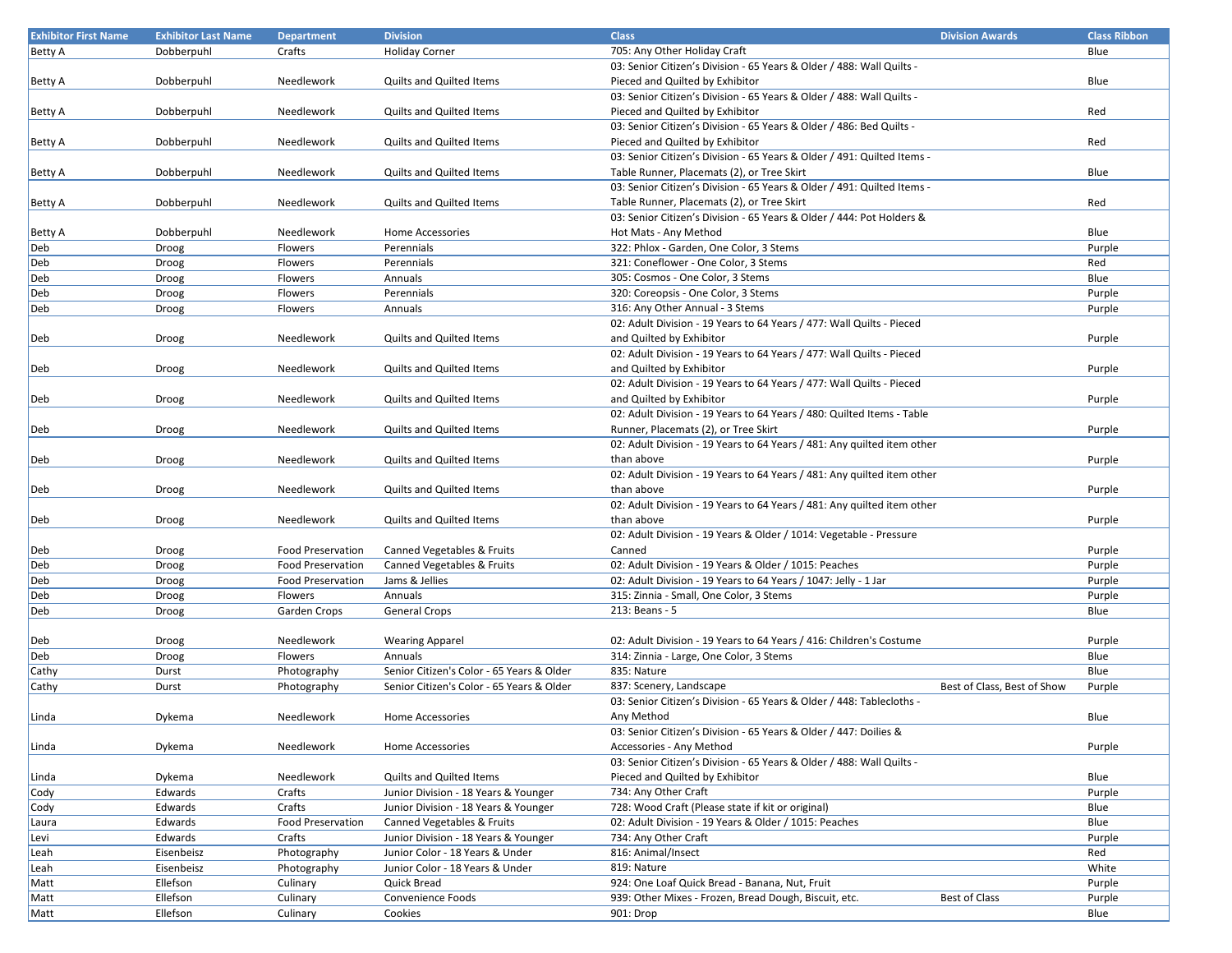| Exhibitor First Name | Exhibitor Last Name | Department | Division | Class | Division Awards | Class Ribbon |
|---|---|---|---|---|---|---|
| Betty A | Dobberpuhl | Crafts | Holiday Corner | 705: Any Other Holiday Craft | | Blue |
| Betty A | Dobberpuhl | Needlework | Quilts and Quilted Items | 03: Senior Citizen's Division - 65 Years & Older / 488: Wall Quilts - Pieced and Quilted by Exhibitor | | Blue |
| Betty A | Dobberpuhl | Needlework | Quilts and Quilted Items | 03: Senior Citizen's Division - 65 Years & Older / 488: Wall Quilts - Pieced and Quilted by Exhibitor | | Red |
| Betty A | Dobberpuhl | Needlework | Quilts and Quilted Items | 03: Senior Citizen's Division - 65 Years & Older / 486: Bed Quilts - Pieced and Quilted by Exhibitor | | Red |
| Betty A | Dobberpuhl | Needlework | Quilts and Quilted Items | 03: Senior Citizen's Division - 65 Years & Older / 491: Quilted Items - Table Runner, Placemats (2), or Tree Skirt | | Blue |
| Betty A | Dobberpuhl | Needlework | Quilts and Quilted Items | 03: Senior Citizen's Division - 65 Years & Older / 491: Quilted Items - Table Runner, Placemats (2), or Tree Skirt | | Red |
| Betty A | Dobberpuhl | Needlework | Home Accessories | 03: Senior Citizen's Division - 65 Years & Older / 444: Pot Holders & Hot Mats - Any Method | | Blue |
| Deb | Droog | Flowers | Perennials | 322: Phlox - Garden, One Color, 3 Stems | | Purple |
| Deb | Droog | Flowers | Perennials | 321: Coneflower - One Color, 3 Stems | | Red |
| Deb | Droog | Flowers | Annuals | 305: Cosmos - One Color, 3 Stems | | Blue |
| Deb | Droog | Flowers | Perennials | 320: Coreopsis - One Color, 3 Stems | | Purple |
| Deb | Droog | Flowers | Annuals | 316: Any Other Annual - 3 Stems | | Purple |
| Deb | Droog | Needlework | Quilts and Quilted Items | 02: Adult Division - 19 Years to 64 Years / 477: Wall Quilts - Pieced and Quilted by Exhibitor | | Purple |
| Deb | Droog | Needlework | Quilts and Quilted Items | 02: Adult Division - 19 Years to 64 Years / 477: Wall Quilts - Pieced and Quilted by Exhibitor | | Purple |
| Deb | Droog | Needlework | Quilts and Quilted Items | 02: Adult Division - 19 Years to 64 Years / 477: Wall Quilts - Pieced and Quilted by Exhibitor | | Purple |
| Deb | Droog | Needlework | Quilts and Quilted Items | 02: Adult Division - 19 Years to 64 Years / 480: Quilted Items - Table Runner, Placemats (2), or Tree Skirt | | Purple |
| Deb | Droog | Needlework | Quilts and Quilted Items | 02: Adult Division - 19 Years to 64 Years / 481: Any quilted item other than above | | Purple |
| Deb | Droog | Needlework | Quilts and Quilted Items | 02: Adult Division - 19 Years to 64 Years / 481: Any quilted item other than above | | Purple |
| Deb | Droog | Needlework | Quilts and Quilted Items | 02: Adult Division - 19 Years to 64 Years / 481: Any quilted item other than above | | Purple |
| Deb | Droog | Food Preservation | Canned Vegetables & Fruits | 02: Adult Division - 19 Years & Older / 1014: Vegetable - Pressure Canned | | Purple |
| Deb | Droog | Food Preservation | Canned Vegetables & Fruits | 02: Adult Division - 19 Years & Older / 1015: Peaches | | Purple |
| Deb | Droog | Food Preservation | Jams & Jellies | 02: Adult Division - 19 Years to 64 Years / 1047: Jelly - 1 Jar | | Purple |
| Deb | Droog | Flowers | Annuals | 315: Zinnia - Small, One Color, 3 Stems | | Purple |
| Deb | Droog | Garden Crops | General Crops | 213: Beans - 5 | | Blue |
| Deb | Droog | Needlework | Wearing Apparel | 02: Adult Division - 19 Years to 64 Years / 416: Children's Costume | | Purple |
| Deb | Droog | Flowers | Annuals | 314: Zinnia - Large, One Color, 3 Stems | | Blue |
| Cathy | Durst | Photography | Senior Citizen's Color - 65 Years & Older | 835: Nature | | Blue |
| Cathy | Durst | Photography | Senior Citizen's Color - 65 Years & Older | 837: Scenery, Landscape | Best of Class, Best of Show | Purple |
| Linda | Dykema | Needlework | Home Accessories | 03: Senior Citizen's Division - 65 Years & Older / 448: Tablecloths - Any Method | | Blue |
| Linda | Dykema | Needlework | Home Accessories | 03: Senior Citizen's Division - 65 Years & Older / 447: Doilies & Accessories - Any Method | | Purple |
| Linda | Dykema | Needlework | Quilts and Quilted Items | 03: Senior Citizen's Division - 65 Years & Older / 488: Wall Quilts - Pieced and Quilted by Exhibitor | | Blue |
| Cody | Edwards | Crafts | Junior Division - 18 Years & Younger | 734: Any Other Craft | | Purple |
| Cody | Edwards | Crafts | Junior Division - 18 Years & Younger | 728: Wood Craft (Please state if kit or original) | | Blue |
| Laura | Edwards | Food Preservation | Canned Vegetables & Fruits | 02: Adult Division - 19 Years & Older / 1015: Peaches | | Blue |
| Levi | Edwards | Crafts | Junior Division - 18 Years & Younger | 734: Any Other Craft | | Purple |
| Leah | Eisenbeisz | Photography | Junior Color - 18 Years & Under | 816: Animal/Insect | | Red |
| Leah | Eisenbeisz | Photography | Junior Color - 18 Years & Under | 819: Nature | | White |
| Matt | Ellefson | Culinary | Quick Bread | 924: One Loaf Quick Bread - Banana, Nut, Fruit | | Purple |
| Matt | Ellefson | Culinary | Convenience Foods | 939: Other Mixes - Frozen, Bread Dough, Biscuit, etc. | Best of Class | Purple |
| Matt | Ellefson | Culinary | Cookies | 901: Drop | | Blue |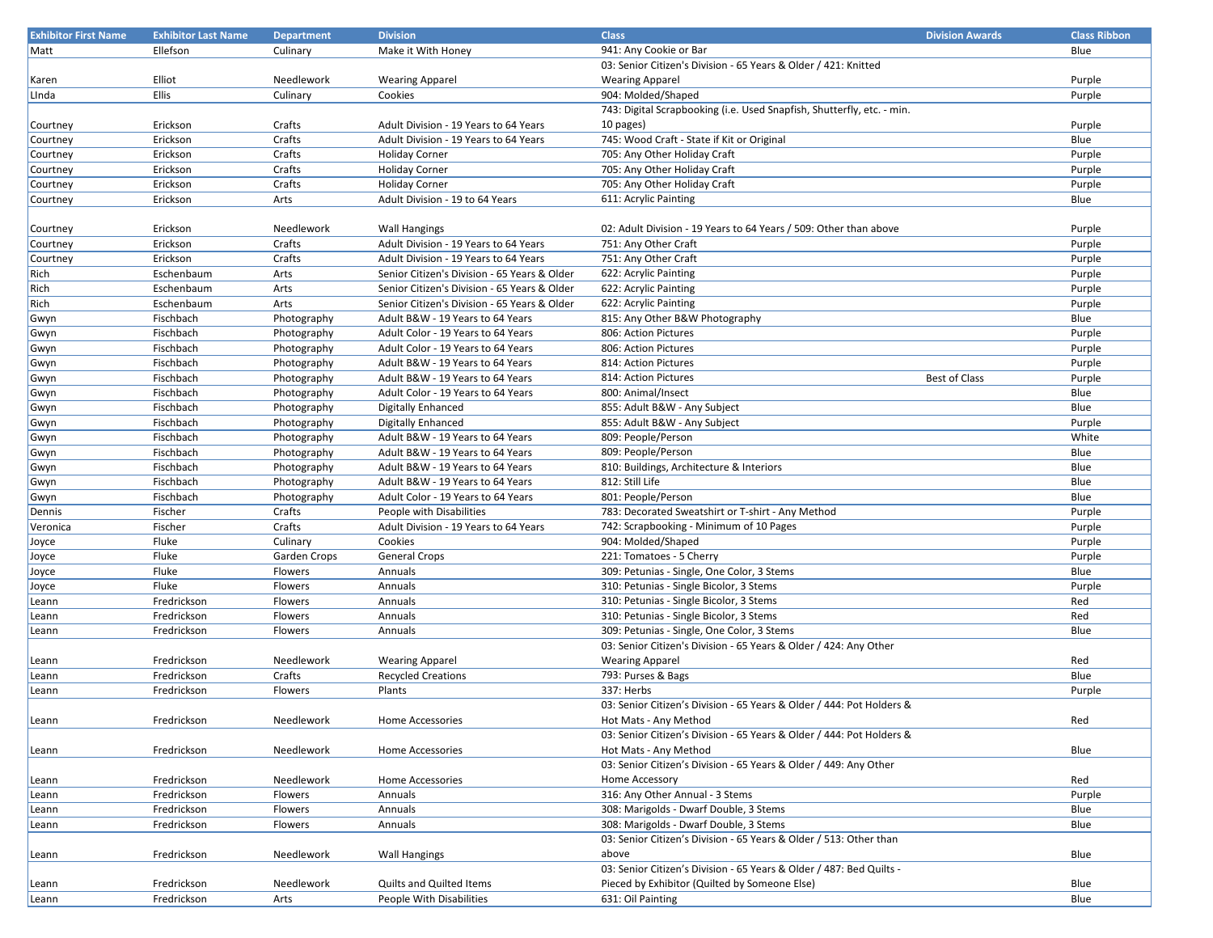| Exhibitor First Name | Exhibitor Last Name | Department | Division | Class | Division Awards | Class Ribbon |
|---|---|---|---|---|---|---|
| Matt | Ellefson | Culinary | Make it With Honey | 941: Any Cookie or Bar | | Blue |
| Karen | Elliot | Needlework | Wearing Apparel | 03: Senior Citizen's Division - 65 Years & Older / 421: Knitted Wearing Apparel | | Purple |
| LInda | Ellis | Culinary | Cookies | 904: Molded/Shaped | | Purple |
| Courtney | Erickson | Crafts | Adult Division - 19 Years to 64 Years | 743: Digital Scrapbooking (i.e. Used Snapfish, Shutterfly, etc. - min. 10 pages) | | Purple |
| Courtney | Erickson | Crafts | Adult Division - 19 Years to 64 Years | 745: Wood Craft - State if Kit or Original | | Blue |
| Courtney | Erickson | Crafts | Holiday Corner | 705: Any Other Holiday Craft | | Purple |
| Courtney | Erickson | Crafts | Holiday Corner | 705: Any Other Holiday Craft | | Purple |
| Courtney | Erickson | Crafts | Holiday Corner | 705: Any Other Holiday Craft | | Purple |
| Courtney | Erickson | Arts | Adult Division - 19 to 64 Years | 611: Acrylic Painting | | Blue |
| Courtney | Erickson | Needlework | Wall Hangings | 02: Adult Division - 19 Years to 64 Years / 509: Other than above | | Purple |
| Courtney | Erickson | Crafts | Adult Division - 19 Years to 64 Years | 751: Any Other Craft | | Purple |
| Courtney | Erickson | Crafts | Adult Division - 19 Years to 64 Years | 751: Any Other Craft | | Purple |
| Rich | Eschenbaum | Arts | Senior Citizen's Division - 65 Years & Older | 622: Acrylic Painting | | Purple |
| Rich | Eschenbaum | Arts | Senior Citizen's Division - 65 Years & Older | 622: Acrylic Painting | | Purple |
| Rich | Eschenbaum | Arts | Senior Citizen's Division - 65 Years & Older | 622: Acrylic Painting | | Purple |
| Gwyn | Fischbach | Photography | Adult B&W - 19 Years to 64 Years | 815: Any Other B&W Photography | | Blue |
| Gwyn | Fischbach | Photography | Adult Color - 19 Years to 64 Years | 806: Action Pictures | | Purple |
| Gwyn | Fischbach | Photography | Adult Color - 19 Years to 64 Years | 806: Action Pictures | | Purple |
| Gwyn | Fischbach | Photography | Adult B&W - 19 Years to 64 Years | 814: Action Pictures | | Purple |
| Gwyn | Fischbach | Photography | Adult B&W - 19 Years to 64 Years | 814: Action Pictures | Best of Class | Purple |
| Gwyn | Fischbach | Photography | Adult Color - 19 Years to 64 Years | 800: Animal/Insect | | Blue |
| Gwyn | Fischbach | Photography | Digitally Enhanced | 855: Adult B&W - Any Subject | | Blue |
| Gwyn | Fischbach | Photography | Digitally Enhanced | 855: Adult B&W - Any Subject | | Purple |
| Gwyn | Fischbach | Photography | Adult B&W - 19 Years to 64 Years | 809: People/Person | | White |
| Gwyn | Fischbach | Photography | Adult B&W - 19 Years to 64 Years | 809: People/Person | | Blue |
| Gwyn | Fischbach | Photography | Adult B&W - 19 Years to 64 Years | 810: Buildings, Architecture & Interiors | | Blue |
| Gwyn | Fischbach | Photography | Adult B&W - 19 Years to 64 Years | 812: Still Life | | Blue |
| Gwyn | Fischbach | Photography | Adult Color - 19 Years to 64 Years | 801: People/Person | | Blue |
| Dennis | Fischer | Crafts | People with Disabilities | 783: Decorated Sweatshirt or T-shirt - Any Method | | Purple |
| Veronica | Fischer | Crafts | Adult Division - 19 Years to 64 Years | 742: Scrapbooking - Minimum of 10 Pages | | Purple |
| Joyce | Fluke | Culinary | Cookies | 904: Molded/Shaped | | Purple |
| Joyce | Fluke | Garden Crops | General Crops | 221: Tomatoes - 5 Cherry | | Purple |
| Joyce | Fluke | Flowers | Annuals | 309: Petunias - Single, One Color, 3 Stems | | Blue |
| Joyce | Fluke | Flowers | Annuals | 310: Petunias - Single Bicolor, 3 Stems | | Purple |
| Leann | Fredrickson | Flowers | Annuals | 310: Petunias - Single Bicolor, 3 Stems | | Red |
| Leann | Fredrickson | Flowers | Annuals | 310: Petunias - Single Bicolor, 3 Stems | | Red |
| Leann | Fredrickson | Flowers | Annuals | 309: Petunias - Single, One Color, 3 Stems | | Blue |
| Leann | Fredrickson | Needlework | Wearing Apparel | 03: Senior Citizen's Division - 65 Years & Older / 424: Any Other Wearing Apparel | | Red |
| Leann | Fredrickson | Crafts | Recycled Creations | 793: Purses & Bags | | Blue |
| Leann | Fredrickson | Flowers | Plants | 337: Herbs | | Purple |
| Leann | Fredrickson | Needlework | Home Accessories | 03: Senior Citizen's Division - 65 Years & Older / 444: Pot Holders & Hot Mats - Any Method | | Red |
| Leann | Fredrickson | Needlework | Home Accessories | 03: Senior Citizen's Division - 65 Years & Older / 444: Pot Holders & Hot Mats - Any Method | | Blue |
| Leann | Fredrickson | Needlework | Home Accessories | 03: Senior Citizen's Division - 65 Years & Older / 449: Any Other Home Accessory | | Red |
| Leann | Fredrickson | Flowers | Annuals | 316: Any Other Annual - 3 Stems | | Purple |
| Leann | Fredrickson | Flowers | Annuals | 308: Marigolds - Dwarf Double, 3 Stems | | Blue |
| Leann | Fredrickson | Flowers | Annuals | 308: Marigolds - Dwarf Double, 3 Stems | | Blue |
| Leann | Fredrickson | Needlework | Wall Hangings | 03: Senior Citizen's Division - 65 Years & Older / 513: Other than above | | Blue |
| Leann | Fredrickson | Needlework | Quilts and Quilted Items | 03: Senior Citizen's Division - 65 Years & Older / 487: Bed Quilts - Pieced by Exhibitor (Quilted by Someone Else) | | Blue |
| Leann | Fredrickson | Arts | People With Disabilities | 631: Oil Painting | | Blue |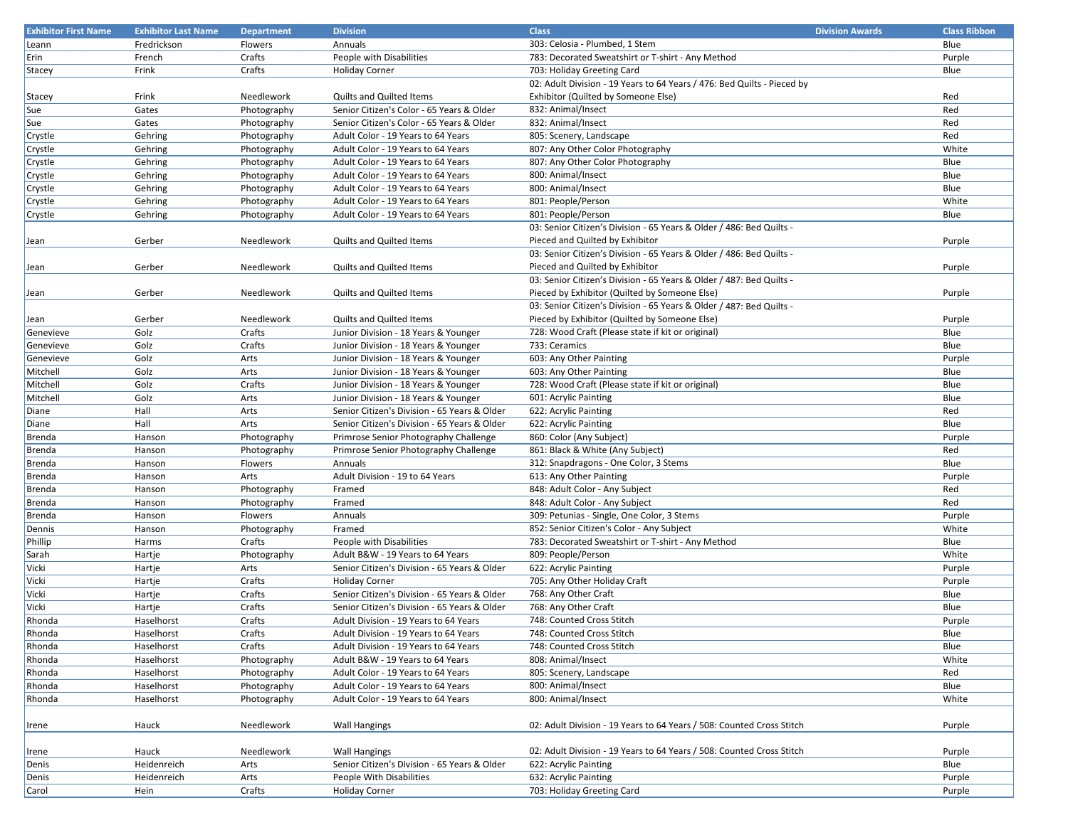| Exhibitor First Name | Exhibitor Last Name | Department | Division | Class | Division Awards | Class Ribbon |
|---|---|---|---|---|---|---|
| Leann | Fredrickson | Flowers | Annuals | 303: Celosia - Plumbed, 1 Stem | | Blue |
| Erin | French | Crafts | People with Disabilities | 783: Decorated Sweatshirt or T-shirt - Any Method | | Purple |
| Stacey | Frink | Crafts | Holiday Corner | 703: Holiday Greeting Card | | Blue |
| Stacey | Frink | Needlework | Quilts and Quilted Items | 02: Adult Division - 19 Years to 64 Years / 476: Bed Quilts - Pieced by Exhibitor (Quilted by Someone Else) | | Red |
| Sue | Gates | Photography | Senior Citizen's Color - 65 Years & Older | 832: Animal/Insect | | Red |
| Sue | Gates | Photography | Senior Citizen's Color - 65 Years & Older | 832: Animal/Insect | | Red |
| Crystle | Gehring | Photography | Adult Color - 19 Years to 64 Years | 805: Scenery, Landscape | | Red |
| Crystle | Gehring | Photography | Adult Color - 19 Years to 64 Years | 807: Any Other Color Photography | | White |
| Crystle | Gehring | Photography | Adult Color - 19 Years to 64 Years | 807: Any Other Color Photography | | Blue |
| Crystle | Gehring | Photography | Adult Color - 19 Years to 64 Years | 800: Animal/Insect | | Blue |
| Crystle | Gehring | Photography | Adult Color - 19 Years to 64 Years | 800: Animal/Insect | | Blue |
| Crystle | Gehring | Photography | Adult Color - 19 Years to 64 Years | 801: People/Person | | White |
| Crystle | Gehring | Photography | Adult Color - 19 Years to 64 Years | 801: People/Person | | Blue |
| Jean | Gerber | Needlework | Quilts and Quilted Items | 03: Senior Citizen's Division - 65 Years & Older / 486: Bed Quilts - Pieced and Quilted by Exhibitor | | Purple |
| Jean | Gerber | Needlework | Quilts and Quilted Items | 03: Senior Citizen's Division - 65 Years & Older / 486: Bed Quilts - Pieced and Quilted by Exhibitor | | Purple |
| Jean | Gerber | Needlework | Quilts and Quilted Items | 03: Senior Citizen's Division - 65 Years & Older / 487: Bed Quilts - Pieced by Exhibitor (Quilted by Someone Else) | | Purple |
| Jean | Gerber | Needlework | Quilts and Quilted Items | 03: Senior Citizen's Division - 65 Years & Older / 487: Bed Quilts - Pieced by Exhibitor (Quilted by Someone Else) | | Purple |
| Genevieve | Golz | Crafts | Junior Division - 18 Years & Younger | 728: Wood Craft (Please state if kit or original) | | Blue |
| Genevieve | Golz | Crafts | Junior Division - 18 Years & Younger | 733: Ceramics | | Blue |
| Genevieve | Golz | Arts | Junior Division - 18 Years & Younger | 603: Any Other Painting | | Purple |
| Mitchell | Golz | Arts | Junior Division - 18 Years & Younger | 603: Any Other Painting | | Blue |
| Mitchell | Golz | Crafts | Junior Division - 18 Years & Younger | 728: Wood Craft (Please state if kit or original) | | Blue |
| Mitchell | Golz | Arts | Junior Division - 18 Years & Younger | 601: Acrylic Painting | | Blue |
| Diane | Hall | Arts | Senior Citizen's Division - 65 Years & Older | 622: Acrylic Painting | | Red |
| Diane | Hall | Arts | Senior Citizen's Division - 65 Years & Older | 622: Acrylic Painting | | Blue |
| Brenda | Hanson | Photography | Primrose Senior Photography Challenge | 860: Color (Any Subject) | | Purple |
| Brenda | Hanson | Photography | Primrose Senior Photography Challenge | 861: Black & White (Any Subject) | | Red |
| Brenda | Hanson | Flowers | Annuals | 312: Snapdragons - One Color, 3 Stems | | Blue |
| Brenda | Hanson | Arts | Adult Division - 19 to 64 Years | 613: Any Other Painting | | Purple |
| Brenda | Hanson | Photography | Framed | 848: Adult Color - Any Subject | | Red |
| Brenda | Hanson | Photography | Framed | 848: Adult Color - Any Subject | | Red |
| Brenda | Hanson | Flowers | Annuals | 309: Petunias - Single, One Color, 3 Stems | | Purple |
| Dennis | Hanson | Photography | Framed | 852: Senior Citizen's Color - Any Subject | | White |
| Phillip | Harms | Crafts | People with Disabilities | 783: Decorated Sweatshirt or T-shirt - Any Method | | Blue |
| Sarah | Hartje | Photography | Adult B&W - 19 Years to 64 Years | 809: People/Person | | White |
| Vicki | Hartje | Arts | Senior Citizen's Division - 65 Years & Older | 622: Acrylic Painting | | Purple |
| Vicki | Hartje | Crafts | Holiday Corner | 705: Any Other Holiday Craft | | Purple |
| Vicki | Hartje | Crafts | Senior Citizen's Division - 65 Years & Older | 768: Any Other Craft | | Blue |
| Vicki | Hartje | Crafts | Senior Citizen's Division - 65 Years & Older | 768: Any Other Craft | | Blue |
| Rhonda | Haselhorst | Crafts | Adult Division - 19 Years to 64 Years | 748: Counted Cross Stitch | | Purple |
| Rhonda | Haselhorst | Crafts | Adult Division - 19 Years to 64 Years | 748: Counted Cross Stitch | | Blue |
| Rhonda | Haselhorst | Crafts | Adult Division - 19 Years to 64 Years | 748: Counted Cross Stitch | | Blue |
| Rhonda | Haselhorst | Photography | Adult B&W - 19 Years to 64 Years | 808: Animal/Insect | | White |
| Rhonda | Haselhorst | Photography | Adult Color - 19 Years to 64 Years | 805: Scenery, Landscape | | Red |
| Rhonda | Haselhorst | Photography | Adult Color - 19 Years to 64 Years | 800: Animal/Insect | | Blue |
| Rhonda | Haselhorst | Photography | Adult Color - 19 Years to 64 Years | 800: Animal/Insect | | White |
| Irene | Hauck | Needlework | Wall Hangings | 02: Adult Division - 19 Years to 64 Years / 508: Counted Cross Stitch | | Purple |
| Irene | Hauck | Needlework | Wall Hangings | 02: Adult Division - 19 Years to 64 Years / 508: Counted Cross Stitch | | Purple |
| Denis | Heidenreich | Arts | Senior Citizen's Division - 65 Years & Older | 622: Acrylic Painting | | Blue |
| Denis | Heidenreich | Arts | People With Disabilities | 632: Acrylic Painting | | Purple |
| Carol | Hein | Crafts | Holiday Corner | 703: Holiday Greeting Card | | Purple |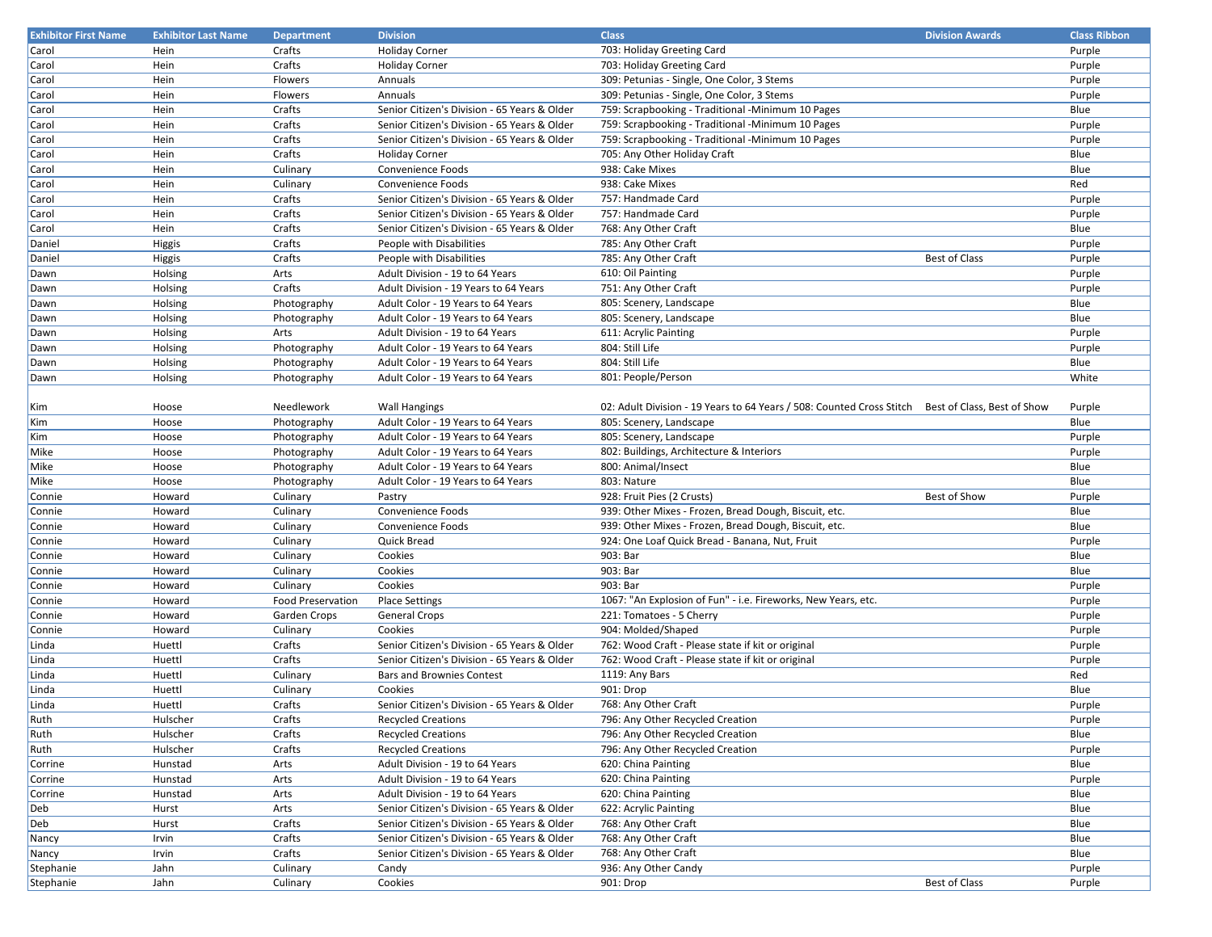| Exhibitor First Name | Exhibitor Last Name | Department | Division | Class | Division Awards | Class Ribbon |
|---|---|---|---|---|---|---|
| Carol | Hein | Crafts | Holiday Corner | 703: Holiday Greeting Card | | Purple |
| Carol | Hein | Crafts | Holiday Corner | 703: Holiday Greeting Card | | Purple |
| Carol | Hein | Flowers | Annuals | 309: Petunias - Single, One Color, 3 Stems | | Purple |
| Carol | Hein | Flowers | Annuals | 309: Petunias - Single, One Color, 3 Stems | | Purple |
| Carol | Hein | Crafts | Senior Citizen's Division - 65 Years & Older | 759: Scrapbooking - Traditional -Minimum 10 Pages | | Blue |
| Carol | Hein | Crafts | Senior Citizen's Division - 65 Years & Older | 759: Scrapbooking - Traditional -Minimum 10 Pages | | Purple |
| Carol | Hein | Crafts | Senior Citizen's Division - 65 Years & Older | 759: Scrapbooking - Traditional -Minimum 10 Pages | | Purple |
| Carol | Hein | Crafts | Holiday Corner | 705: Any Other Holiday Craft | | Blue |
| Carol | Hein | Culinary | Convenience Foods | 938: Cake Mixes | | Blue |
| Carol | Hein | Culinary | Convenience Foods | 938: Cake Mixes | | Red |
| Carol | Hein | Crafts | Senior Citizen's Division - 65 Years & Older | 757: Handmade Card | | Purple |
| Carol | Hein | Crafts | Senior Citizen's Division - 65 Years & Older | 757: Handmade Card | | Purple |
| Carol | Hein | Crafts | Senior Citizen's Division - 65 Years & Older | 768: Any Other Craft | | Blue |
| Daniel | Higgis | Crafts | People with Disabilities | 785: Any Other Craft | | Purple |
| Daniel | Higgis | Crafts | People with Disabilities | 785: Any Other Craft | Best of Class | Purple |
| Dawn | Holsing | Arts | Adult Division - 19 to 64 Years | 610: Oil Painting | | Purple |
| Dawn | Holsing | Crafts | Adult Division - 19 Years to 64 Years | 751: Any Other Craft | | Purple |
| Dawn | Holsing | Photography | Adult Color - 19 Years to 64 Years | 805: Scenery, Landscape | | Blue |
| Dawn | Holsing | Photography | Adult Color - 19 Years to 64 Years | 805: Scenery, Landscape | | Blue |
| Dawn | Holsing | Arts | Adult Division - 19 to 64 Years | 611: Acrylic Painting | | Purple |
| Dawn | Holsing | Photography | Adult Color - 19 Years to 64 Years | 804: Still Life | | Purple |
| Dawn | Holsing | Photography | Adult Color - 19 Years to 64 Years | 804: Still Life | | Blue |
| Dawn | Holsing | Photography | Adult Color - 19 Years to 64 Years | 801: People/Person | | White |
| Kim | Hoose | Needlework | Wall Hangings | 02: Adult Division - 19 Years to 64 Years / 508: Counted Cross Stitch | Best of Class, Best of Show | Purple |
| Kim | Hoose | Photography | Adult Color - 19 Years to 64 Years | 805: Scenery, Landscape | | Blue |
| Kim | Hoose | Photography | Adult Color - 19 Years to 64 Years | 805: Scenery, Landscape | | Purple |
| Mike | Hoose | Photography | Adult Color - 19 Years to 64 Years | 802: Buildings, Architecture & Interiors | | Purple |
| Mike | Hoose | Photography | Adult Color - 19 Years to 64 Years | 800: Animal/Insect | | Blue |
| Mike | Hoose | Photography | Adult Color - 19 Years to 64 Years | 803: Nature | | Blue |
| Connie | Howard | Culinary | Pastry | 928: Fruit Pies (2 Crusts) | Best of Show | Purple |
| Connie | Howard | Culinary | Convenience Foods | 939: Other Mixes - Frozen, Bread Dough, Biscuit, etc. | | Blue |
| Connie | Howard | Culinary | Convenience Foods | 939: Other Mixes - Frozen, Bread Dough, Biscuit, etc. | | Blue |
| Connie | Howard | Culinary | Quick Bread | 924: One Loaf Quick Bread - Banana, Nut, Fruit | | Purple |
| Connie | Howard | Culinary | Cookies | 903: Bar | | Blue |
| Connie | Howard | Culinary | Cookies | 903: Bar | | Blue |
| Connie | Howard | Culinary | Cookies | 903: Bar | | Purple |
| Connie | Howard | Food Preservation | Place Settings | 1067: "An Explosion of Fun" - i.e. Fireworks, New Years, etc. | | Purple |
| Connie | Howard | Garden Crops | General Crops | 221: Tomatoes - 5 Cherry | | Purple |
| Connie | Howard | Culinary | Cookies | 904: Molded/Shaped | | Purple |
| Linda | Huettl | Crafts | Senior Citizen's Division - 65 Years & Older | 762: Wood Craft - Please state if kit or original | | Purple |
| Linda | Huettl | Crafts | Senior Citizen's Division - 65 Years & Older | 762: Wood Craft - Please state if kit or original | | Purple |
| Linda | Huettl | Culinary | Bars and Brownies Contest | 1119: Any Bars | | Red |
| Linda | Huettl | Culinary | Cookies | 901: Drop | | Blue |
| Linda | Huettl | Crafts | Senior Citizen's Division - 65 Years & Older | 768: Any Other Craft | | Purple |
| Ruth | Hulscher | Crafts | Recycled Creations | 796: Any Other Recycled Creation | | Purple |
| Ruth | Hulscher | Crafts | Recycled Creations | 796: Any Other Recycled Creation | | Blue |
| Ruth | Hulscher | Crafts | Recycled Creations | 796: Any Other Recycled Creation | | Purple |
| Corrine | Hunstad | Arts | Adult Division - 19 to 64 Years | 620: China Painting | | Blue |
| Corrine | Hunstad | Arts | Adult Division - 19 to 64 Years | 620: China Painting | | Purple |
| Corrine | Hunstad | Arts | Adult Division - 19 to 64 Years | 620: China Painting | | Blue |
| Deb | Hurst | Arts | Senior Citizen's Division - 65 Years & Older | 622: Acrylic Painting | | Blue |
| Deb | Hurst | Crafts | Senior Citizen's Division - 65 Years & Older | 768: Any Other Craft | | Blue |
| Nancy | Irvin | Crafts | Senior Citizen's Division - 65 Years & Older | 768: Any Other Craft | | Blue |
| Nancy | Irvin | Crafts | Senior Citizen's Division - 65 Years & Older | 768: Any Other Craft | | Blue |
| Stephanie | Jahn | Culinary | Candy | 936: Any Other Candy | | Purple |
| Stephanie | Jahn | Culinary | Cookies | 901: Drop | Best of Class | Purple |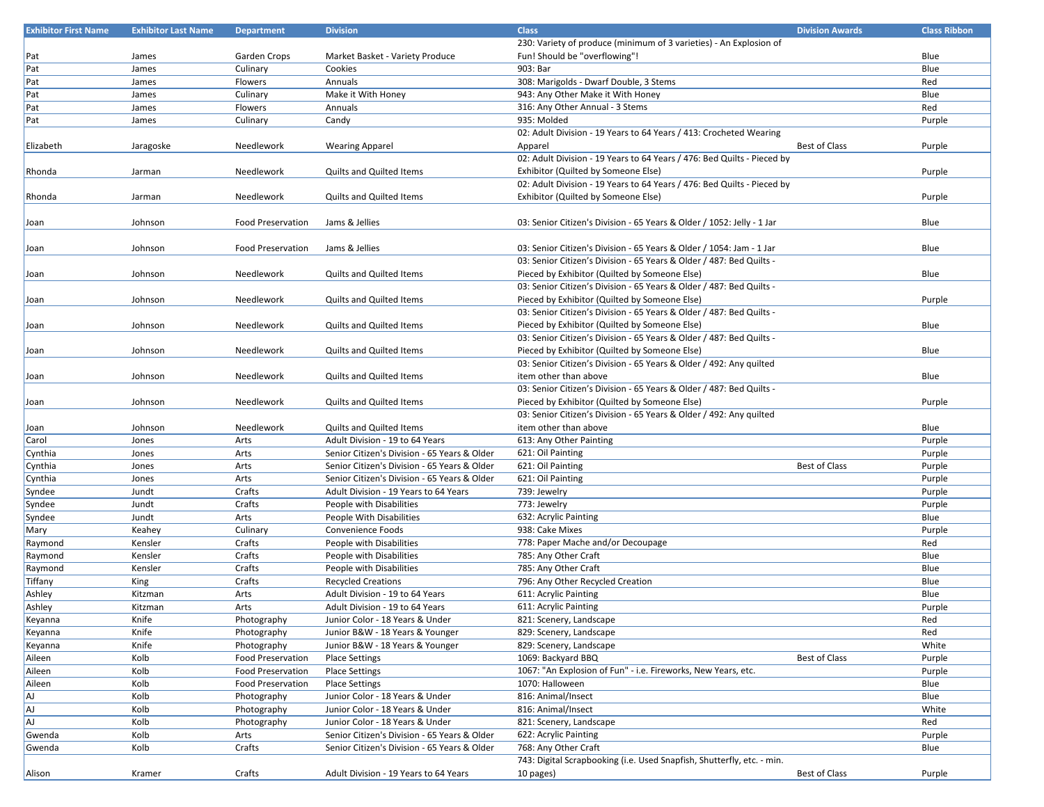| Exhibitor First Name | Exhibitor Last Name | Department | Division | Class | Division Awards | Class Ribbon |
|---|---|---|---|---|---|---|
| Pat | James | Garden Crops | Market Basket - Variety Produce | 230: Variety of produce (minimum of 3 varieties) - An Explosion of Fun! Should be "overflowing"! | | Blue |
| Pat | James | Culinary | Cookies | 903: Bar | | Blue |
| Pat | James | Flowers | Annuals | 308: Marigolds - Dwarf Double, 3 Stems | | Red |
| Pat | James | Culinary | Make it With Honey | 943: Any Other Make it With Honey | | Blue |
| Pat | James | Flowers | Annuals | 316: Any Other Annual - 3 Stems | | Red |
| Pat | James | Culinary | Candy | 935: Molded | | Purple |
| Elizabeth | Jaragoske | Needlework | Wearing Apparel | 02: Adult Division - 19 Years to 64 Years / 413: Crocheted Wearing Apparel | Best of Class | Purple |
| Rhonda | Jarman | Needlework | Quilts and Quilted Items | 02: Adult Division - 19 Years to 64 Years / 476: Bed Quilts - Pieced by Exhibitor (Quilted by Someone Else) | | Purple |
| Rhonda | Jarman | Needlework | Quilts and Quilted Items | 02: Adult Division - 19 Years to 64 Years / 476: Bed Quilts - Pieced by Exhibitor (Quilted by Someone Else) | | Purple |
| Joan | Johnson | Food Preservation | Jams & Jellies | 03: Senior Citizen's Division - 65 Years & Older / 1052: Jelly - 1 Jar | | Blue |
| Joan | Johnson | Food Preservation | Jams & Jellies | 03: Senior Citizen's Division - 65 Years & Older / 1054: Jam - 1 Jar | | Blue |
| Joan | Johnson | Needlework | Quilts and Quilted Items | 03: Senior Citizen's Division - 65 Years & Older / 487: Bed Quilts - Pieced by Exhibitor (Quilted by Someone Else) | | Blue |
| Joan | Johnson | Needlework | Quilts and Quilted Items | 03: Senior Citizen's Division - 65 Years & Older / 487: Bed Quilts - Pieced by Exhibitor (Quilted by Someone Else) | | Purple |
| Joan | Johnson | Needlework | Quilts and Quilted Items | 03: Senior Citizen's Division - 65 Years & Older / 487: Bed Quilts - Pieced by Exhibitor (Quilted by Someone Else) | | Blue |
| Joan | Johnson | Needlework | Quilts and Quilted Items | 03: Senior Citizen's Division - 65 Years & Older / 487: Bed Quilts - Pieced by Exhibitor (Quilted by Someone Else) | | Blue |
| Joan | Johnson | Needlework | Quilts and Quilted Items | 03: Senior Citizen's Division - 65 Years & Older / 492: Any quilted item other than above | | Blue |
| Joan | Johnson | Needlework | Quilts and Quilted Items | 03: Senior Citizen's Division - 65 Years & Older / 487: Bed Quilts - Pieced by Exhibitor (Quilted by Someone Else) | | Purple |
| Joan | Johnson | Needlework | Quilts and Quilted Items | 03: Senior Citizen's Division - 65 Years & Older / 492: Any quilted item other than above | | Blue |
| Carol | Jones | Arts | Adult Division - 19 to 64 Years | 613: Any Other Painting | | Purple |
| Cynthia | Jones | Arts | Senior Citizen's Division - 65 Years & Older | 621: Oil Painting | | Purple |
| Cynthia | Jones | Arts | Senior Citizen's Division - 65 Years & Older | 621: Oil Painting | Best of Class | Purple |
| Cynthia | Jones | Arts | Senior Citizen's Division - 65 Years & Older | 621: Oil Painting | | Purple |
| Syndee | Jundt | Crafts | Adult Division - 19 Years to 64 Years | 739: Jewelry | | Purple |
| Syndee | Jundt | Crafts | People with Disabilities | 773: Jewelry | | Purple |
| Syndee | Jundt | Arts | People With Disabilities | 632: Acrylic Painting | | Blue |
| Mary | Keahey | Culinary | Convenience Foods | 938: Cake Mixes | | Purple |
| Raymond | Kensler | Crafts | People with Disabilities | 778: Paper Mache and/or Decoupage | | Red |
| Raymond | Kensler | Crafts | People with Disabilities | 785: Any Other Craft | | Blue |
| Raymond | Kensler | Crafts | People with Disabilities | 785: Any Other Craft | | Blue |
| Tiffany | King | Crafts | Recycled Creations | 796: Any Other Recycled Creation | | Blue |
| Ashley | Kitzman | Arts | Adult Division - 19 to 64 Years | 611: Acrylic Painting | | Blue |
| Ashley | Kitzman | Arts | Adult Division - 19 to 64 Years | 611: Acrylic Painting | | Purple |
| Keyanna | Knife | Photography | Junior Color - 18 Years & Under | 821: Scenery, Landscape | | Red |
| Keyanna | Knife | Photography | Junior B&W - 18 Years & Younger | 829: Scenery, Landscape | | Red |
| Keyanna | Knife | Photography | Junior B&W - 18 Years & Younger | 829: Scenery, Landscape | | White |
| Aileen | Kolb | Food Preservation | Place Settings | 1069: Backyard BBQ | Best of Class | Purple |
| Aileen | Kolb | Food Preservation | Place Settings | 1067: "An Explosion of Fun" - i.e. Fireworks, New Years, etc. | | Purple |
| Aileen | Kolb | Food Preservation | Place Settings | 1070: Halloween | | Blue |
| AJ | Kolb | Photography | Junior Color - 18 Years & Under | 816: Animal/Insect | | Blue |
| AJ | Kolb | Photography | Junior Color - 18 Years & Under | 816: Animal/Insect | | White |
| AJ | Kolb | Photography | Junior Color - 18 Years & Under | 821: Scenery, Landscape | | Red |
| Gwenda | Kolb | Arts | Senior Citizen's Division - 65 Years & Older | 622: Acrylic Painting | | Purple |
| Gwenda | Kolb | Crafts | Senior Citizen's Division - 65 Years & Older | 768: Any Other Craft | | Blue |
| Alison | Kramer | Crafts | Adult Division - 19 Years to 64 Years | 743: Digital Scrapbooking (i.e. Used Snapfish, Shutterfly, etc. - min. 10 pages) | Best of Class | Purple |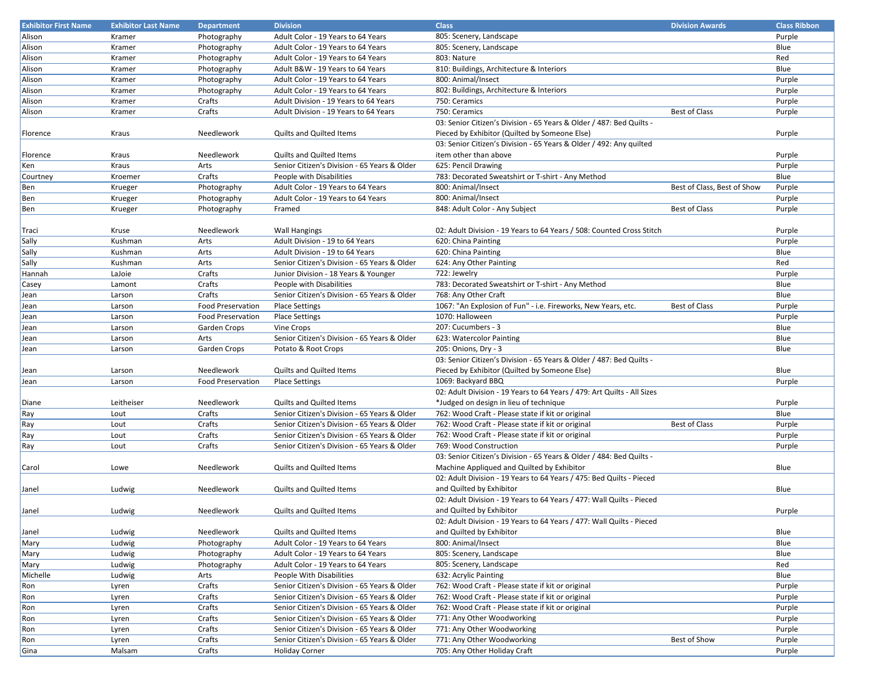| Exhibitor First Name | Exhibitor Last Name | Department | Division | Class | Division Awards | Class Ribbon |
|---|---|---|---|---|---|---|
| Alison | Kramer | Photography | Adult Color - 19 Years to 64 Years | 805: Scenery, Landscape | | Purple |
| Alison | Kramer | Photography | Adult Color - 19 Years to 64 Years | 805: Scenery, Landscape | | Blue |
| Alison | Kramer | Photography | Adult Color - 19 Years to 64 Years | 803: Nature | | Red |
| Alison | Kramer | Photography | Adult B&W - 19 Years to 64 Years | 810: Buildings, Architecture & Interiors | | Blue |
| Alison | Kramer | Photography | Adult Color - 19 Years to 64 Years | 800: Animal/Insect | | Purple |
| Alison | Kramer | Photography | Adult Color - 19 Years to 64 Years | 802: Buildings, Architecture & Interiors | | Purple |
| Alison | Kramer | Crafts | Adult Division - 19 Years to 64 Years | 750: Ceramics | | Purple |
| Alison | Kramer | Crafts | Adult Division - 19 Years to 64 Years | 750: Ceramics | Best of Class | Purple |
| Florence | Kraus | Needlework | Quilts and Quilted Items | 03: Senior Citizen's Division - 65 Years & Older / 487: Bed Quilts - Pieced by Exhibitor (Quilted by Someone Else) | | Purple |
| Florence | Kraus | Needlework | Quilts and Quilted Items | 03: Senior Citizen's Division - 65 Years & Older / 492: Any quilted item other than above | | Purple |
| Ken | Kraus | Arts | Senior Citizen's Division - 65 Years & Older | 625: Pencil Drawing | | Purple |
| Courtney | Kroemer | Crafts | People with Disabilities | 783: Decorated Sweatshirt or T-shirt - Any Method | | Blue |
| Ben | Krueger | Photography | Adult Color - 19 Years to 64 Years | 800: Animal/Insect | Best of Class, Best of Show | Purple |
| Ben | Krueger | Photography | Adult Color - 19 Years to 64 Years | 800: Animal/Insect | | Purple |
| Ben | Krueger | Photography | Framed | 848: Adult Color - Any Subject | Best of Class | Purple |
| Traci | Kruse | Needlework | Wall Hangings | 02: Adult Division - 19 Years to 64 Years / 508: Counted Cross Stitch | | Purple |
| Sally | Kushman | Arts | Adult Division - 19 to 64 Years | 620: China Painting | | Purple |
| Sally | Kushman | Arts | Adult Division - 19 to 64 Years | 620: China Painting | | Blue |
| Sally | Kushman | Arts | Senior Citizen's Division - 65 Years & Older | 624: Any Other Painting | | Red |
| Hannah | LaJoie | Crafts | Junior Division - 18 Years & Younger | 722: Jewelry | | Purple |
| Casey | Lamont | Crafts | People with Disabilities | 783: Decorated Sweatshirt or T-shirt - Any Method | | Blue |
| Jean | Larson | Crafts | Senior Citizen's Division - 65 Years & Older | 768: Any Other Craft | | Blue |
| Jean | Larson | Food Preservation | Place Settings | 1067: "An Explosion of Fun" - i.e. Fireworks, New Years, etc. | Best of Class | Purple |
| Jean | Larson | Food Preservation | Place Settings | 1070: Halloween | | Purple |
| Jean | Larson | Garden Crops | Vine Crops | 207: Cucumbers - 3 | | Blue |
| Jean | Larson | Arts | Senior Citizen's Division - 65 Years & Older | 623: Watercolor Painting | | Blue |
| Jean | Larson | Garden Crops | Potato & Root Crops | 205: Onions, Dry - 3 | | Blue |
| Jean | Larson | Needlework | Quilts and Quilted Items | 03: Senior Citizen's Division - 65 Years & Older / 487: Bed Quilts - Pieced by Exhibitor (Quilted by Someone Else) | | Blue |
| Jean | Larson | Food Preservation | Place Settings | 1069: Backyard BBQ | | Purple |
| Diane | Leitheiser | Needlework | Quilts and Quilted Items | 02: Adult Division - 19 Years to 64 Years / 479: Art Quilts - All Sizes *Judged on design in lieu of technique | | Purple |
| Ray | Lout | Crafts | Senior Citizen's Division - 65 Years & Older | 762: Wood Craft - Please state if kit or original | | Blue |
| Ray | Lout | Crafts | Senior Citizen's Division - 65 Years & Older | 762: Wood Craft - Please state if kit or original | Best of Class | Purple |
| Ray | Lout | Crafts | Senior Citizen's Division - 65 Years & Older | 762: Wood Craft - Please state if kit or original | | Purple |
| Ray | Lout | Crafts | Senior Citizen's Division - 65 Years & Older | 769: Wood Construction | | Purple |
| Carol | Lowe | Needlework | Quilts and Quilted Items | 03: Senior Citizen's Division - 65 Years & Older / 484: Bed Quilts - Machine Appliqued and Quilted by Exhibitor | | Blue |
| Janel | Ludwig | Needlework | Quilts and Quilted Items | 02: Adult Division - 19 Years to 64 Years / 475: Bed Quilts - Pieced and Quilted by Exhibitor | | Blue |
| Janel | Ludwig | Needlework | Quilts and Quilted Items | 02: Adult Division - 19 Years to 64 Years / 477: Wall Quilts - Pieced and Quilted by Exhibitor | | Purple |
| Janel | Ludwig | Needlework | Quilts and Quilted Items | 02: Adult Division - 19 Years to 64 Years / 477: Wall Quilts - Pieced and Quilted by Exhibitor | | Blue |
| Mary | Ludwig | Photography | Adult Color - 19 Years to 64 Years | 800: Animal/Insect | | Blue |
| Mary | Ludwig | Photography | Adult Color - 19 Years to 64 Years | 805: Scenery, Landscape | | Blue |
| Mary | Ludwig | Photography | Adult Color - 19 Years to 64 Years | 805: Scenery, Landscape | | Red |
| Michelle | Ludwig | Arts | People With Disabilities | 632: Acrylic Painting | | Blue |
| Ron | Lyren | Crafts | Senior Citizen's Division - 65 Years & Older | 762: Wood Craft - Please state if kit or original | | Purple |
| Ron | Lyren | Crafts | Senior Citizen's Division - 65 Years & Older | 762: Wood Craft - Please state if kit or original | | Purple |
| Ron | Lyren | Crafts | Senior Citizen's Division - 65 Years & Older | 762: Wood Craft - Please state if kit or original | | Purple |
| Ron | Lyren | Crafts | Senior Citizen's Division - 65 Years & Older | 771: Any Other Woodworking | | Purple |
| Ron | Lyren | Crafts | Senior Citizen's Division - 65 Years & Older | 771: Any Other Woodworking | | Purple |
| Ron | Lyren | Crafts | Senior Citizen's Division - 65 Years & Older | 771: Any Other Woodworking | Best of Show | Purple |
| Gina | Malsam | Crafts | Holiday Corner | 705: Any Other Holiday Craft | | Purple |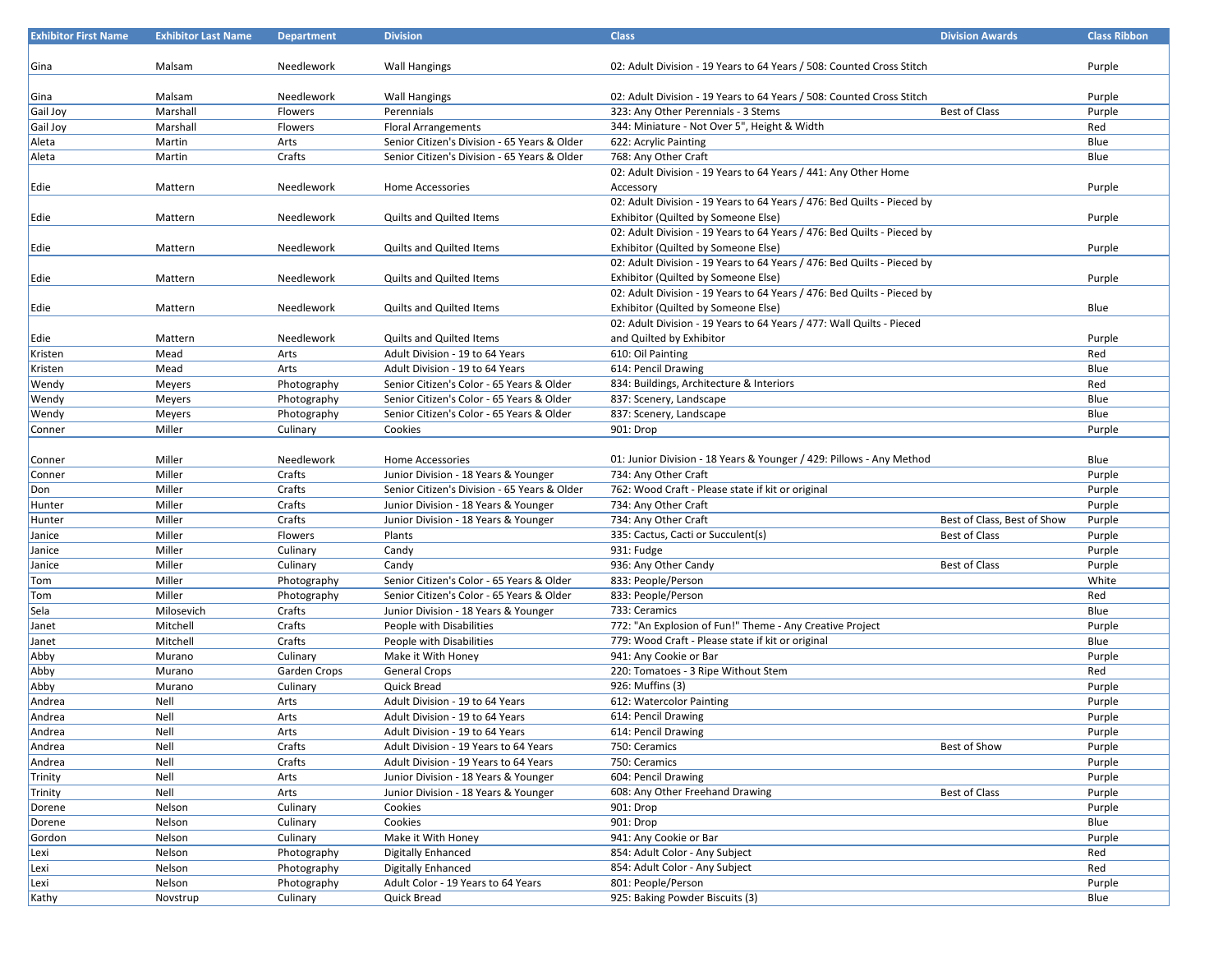| Exhibitor First Name | Exhibitor Last Name | Department | Division | Class | Division Awards | Class Ribbon |
|---|---|---|---|---|---|---|
| Gina | Malsam | Needlework | Wall Hangings | 02: Adult Division - 19 Years to 64 Years / 508: Counted Cross Stitch | | Purple |
| Gina | Malsam | Needlework | Wall Hangings | 02: Adult Division - 19 Years to 64 Years / 508: Counted Cross Stitch | | Purple |
| Gail Joy | Marshall | Flowers | Perennials | 323: Any Other Perennials - 3 Stems | Best of Class | Purple |
| Gail Joy | Marshall | Flowers | Floral Arrangements | 344: Miniature - Not Over 5", Height & Width | | Red |
| Aleta | Martin | Arts | Senior Citizen's Division - 65 Years & Older | 622: Acrylic Painting | | Blue |
| Aleta | Martin | Crafts | Senior Citizen's Division - 65 Years & Older | 768: Any Other Craft | | Blue |
| Edie | Mattern | Needlework | Home Accessories | 02: Adult Division - 19 Years to 64 Years / 441: Any Other Home Accessory | | Purple |
| Edie | Mattern | Needlework | Quilts and Quilted Items | 02: Adult Division - 19 Years to 64 Years / 476: Bed Quilts - Pieced by Exhibitor (Quilted by Someone Else) | | Purple |
| Edie | Mattern | Needlework | Quilts and Quilted Items | 02: Adult Division - 19 Years to 64 Years / 476: Bed Quilts - Pieced by Exhibitor (Quilted by Someone Else) | | Purple |
| Edie | Mattern | Needlework | Quilts and Quilted Items | 02: Adult Division - 19 Years to 64 Years / 476: Bed Quilts - Pieced by Exhibitor (Quilted by Someone Else) | | Purple |
| Edie | Mattern | Needlework | Quilts and Quilted Items | 02: Adult Division - 19 Years to 64 Years / 476: Bed Quilts - Pieced by Exhibitor (Quilted by Someone Else) | | Blue |
| Edie | Mattern | Needlework | Quilts and Quilted Items | 02: Adult Division - 19 Years to 64 Years / 477: Wall Quilts - Pieced and Quilted by Exhibitor | | Purple |
| Kristen | Mead | Arts | Adult Division - 19 to 64 Years | 610: Oil Painting | | Red |
| Kristen | Mead | Arts | Adult Division - 19 to 64 Years | 614: Pencil Drawing | | Blue |
| Wendy | Meyers | Photography | Senior Citizen's Color - 65 Years & Older | 834: Buildings, Architecture & Interiors | | Red |
| Wendy | Meyers | Photography | Senior Citizen's Color - 65 Years & Older | 837: Scenery, Landscape | | Blue |
| Wendy | Meyers | Photography | Senior Citizen's Color - 65 Years & Older | 837: Scenery, Landscape | | Blue |
| Conner | Miller | Culinary | Cookies | 901: Drop | | Purple |
| Conner | Miller | Needlework | Home Accessories | 01: Junior Division - 18 Years & Younger / 429: Pillows - Any Method | | Blue |
| Conner | Miller | Crafts | Junior Division - 18 Years & Younger | 734: Any Other Craft | | Purple |
| Don | Miller | Crafts | Senior Citizen's Division - 65 Years & Older | 762: Wood Craft - Please state if kit or original | | Purple |
| Hunter | Miller | Crafts | Junior Division - 18 Years & Younger | 734: Any Other Craft | | Purple |
| Hunter | Miller | Crafts | Junior Division - 18 Years & Younger | 734: Any Other Craft | Best of Class, Best of Show | Purple |
| Janice | Miller | Flowers | Plants | 335: Cactus, Cacti or Succulent(s) | Best of Class | Purple |
| Janice | Miller | Culinary | Candy | 931: Fudge | | Purple |
| Janice | Miller | Culinary | Candy | 936: Any Other Candy | Best of Class | Purple |
| Tom | Miller | Photography | Senior Citizen's Color - 65 Years & Older | 833: People/Person | | White |
| Tom | Miller | Photography | Senior Citizen's Color - 65 Years & Older | 833: People/Person | | Red |
| Sela | Milosevich | Crafts | Junior Division - 18 Years & Younger | 733: Ceramics | | Blue |
| Janet | Mitchell | Crafts | People with Disabilities | 772: "An Explosion of Fun!" Theme - Any Creative Project | | Purple |
| Janet | Mitchell | Crafts | People with Disabilities | 779: Wood Craft - Please state if kit or original | | Blue |
| Abby | Murano | Culinary | Make it With Honey | 941: Any Cookie or Bar | | Purple |
| Abby | Murano | Garden Crops | General Crops | 220: Tomatoes - 3 Ripe Without Stem | | Red |
| Abby | Murano | Culinary | Quick Bread | 926: Muffins (3) | | Purple |
| Andrea | Nell | Arts | Adult Division - 19 to 64 Years | 612: Watercolor Painting | | Purple |
| Andrea | Nell | Arts | Adult Division - 19 to 64 Years | 614: Pencil Drawing | | Purple |
| Andrea | Nell | Arts | Adult Division - 19 to 64 Years | 614: Pencil Drawing | | Purple |
| Andrea | Nell | Crafts | Adult Division - 19 Years to 64 Years | 750: Ceramics | Best of Show | Purple |
| Andrea | Nell | Crafts | Adult Division - 19 Years to 64 Years | 750: Ceramics | | Purple |
| Trinity | Nell | Arts | Junior Division - 18 Years & Younger | 604: Pencil Drawing | | Purple |
| Trinity | Nell | Arts | Junior Division - 18 Years & Younger | 608: Any Other Freehand Drawing | Best of Class | Purple |
| Dorene | Nelson | Culinary | Cookies | 901: Drop | | Purple |
| Dorene | Nelson | Culinary | Cookies | 901: Drop | | Blue |
| Gordon | Nelson | Culinary | Make it With Honey | 941: Any Cookie or Bar | | Purple |
| Lexi | Nelson | Photography | Digitally Enhanced | 854: Adult Color - Any Subject | | Red |
| Lexi | Nelson | Photography | Digitally Enhanced | 854: Adult Color - Any Subject | | Red |
| Lexi | Nelson | Photography | Adult Color - 19 Years to 64 Years | 801: People/Person | | Purple |
| Kathy | Novstrup | Culinary | Quick Bread | 925: Baking Powder Biscuits (3) | | Blue |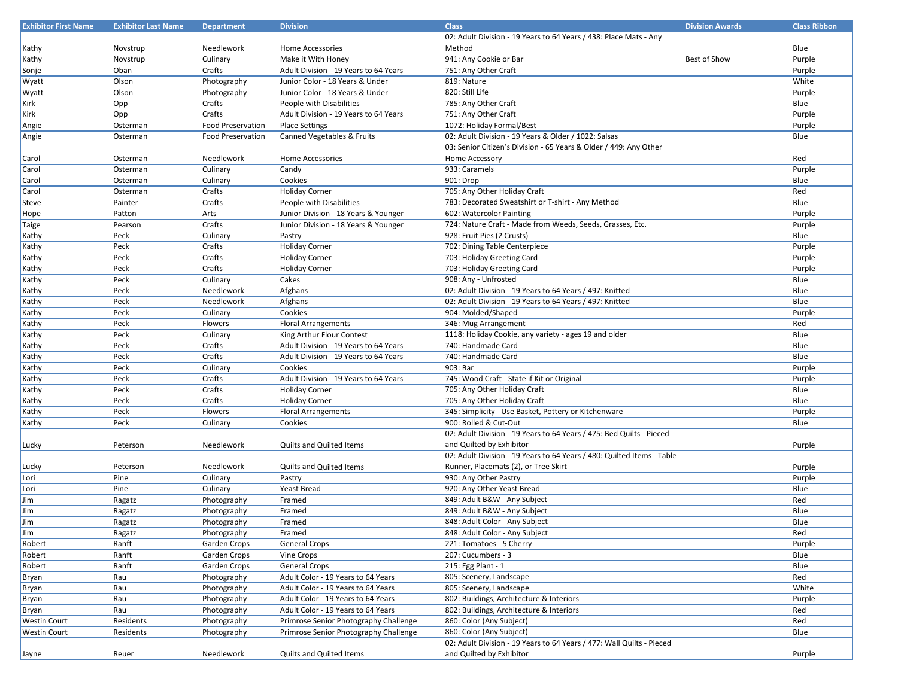| Exhibitor First Name | Exhibitor Last Name | Department | Division | Class | Division Awards | Class Ribbon |
|---|---|---|---|---|---|---|
| Kathy | Novstrup | Needlework | Home Accessories | 02: Adult Division - 19 Years to 64 Years / 438: Place Mats - Any Method | | Blue |
| Kathy | Novstrup | Culinary | Make it With Honey | 941: Any Cookie or Bar | Best of Show | Purple |
| Sonje | Oban | Crafts | Adult Division - 19 Years to 64 Years | 751: Any Other Craft | | Purple |
| Wyatt | Olson | Photography | Junior Color - 18 Years & Under | 819: Nature | | White |
| Wyatt | Olson | Photography | Junior Color - 18 Years & Under | 820: Still Life | | Purple |
| Kirk | Opp | Crafts | People with Disabilities | 785: Any Other Craft | | Blue |
| Kirk | Opp | Crafts | Adult Division - 19 Years to 64 Years | 751: Any Other Craft | | Purple |
| Angie | Osterman | Food Preservation | Place Settings | 1072: Holiday Formal/Best | | Purple |
| Angie | Osterman | Food Preservation | Canned Vegetables & Fruits | 02: Adult Division - 19 Years & Older / 1022: Salsas | | Blue |
| Carol | Osterman | Needlework | Home Accessories | 03: Senior Citizen's Division - 65 Years & Older / 449: Any Other Home Accessory | | Red |
| Carol | Osterman | Culinary | Candy | 933: Caramels | | Purple |
| Carol | Osterman | Culinary | Cookies | 901: Drop | | Blue |
| Carol | Osterman | Crafts | Holiday Corner | 705: Any Other Holiday Craft | | Red |
| Steve | Painter | Crafts | People with Disabilities | 783: Decorated Sweatshirt or T-shirt - Any Method | | Blue |
| Hope | Patton | Arts | Junior Division - 18 Years & Younger | 602: Watercolor Painting | | Purple |
| Taige | Pearson | Crafts | Junior Division - 18 Years & Younger | 724: Nature Craft - Made from Weeds, Seeds, Grasses, Etc. | | Purple |
| Kathy | Peck | Culinary | Pastry | 928: Fruit Pies (2 Crusts) | | Blue |
| Kathy | Peck | Crafts | Holiday Corner | 702: Dining Table Centerpiece | | Purple |
| Kathy | Peck | Crafts | Holiday Corner | 703: Holiday Greeting Card | | Purple |
| Kathy | Peck | Crafts | Holiday Corner | 703: Holiday Greeting Card | | Purple |
| Kathy | Peck | Culinary | Cakes | 908: Any - Unfrosted | | Blue |
| Kathy | Peck | Needlework | Afghans | 02: Adult Division - 19 Years to 64 Years / 497: Knitted | | Blue |
| Kathy | Peck | Needlework | Afghans | 02: Adult Division - 19 Years to 64 Years / 497: Knitted | | Blue |
| Kathy | Peck | Culinary | Cookies | 904: Molded/Shaped | | Purple |
| Kathy | Peck | Flowers | Floral Arrangements | 346: Mug Arrangement | | Red |
| Kathy | Peck | Culinary | King Arthur Flour Contest | 1118: Holiday Cookie, any variety - ages 19 and older | | Blue |
| Kathy | Peck | Crafts | Adult Division - 19 Years to 64 Years | 740: Handmade Card | | Blue |
| Kathy | Peck | Crafts | Adult Division - 19 Years to 64 Years | 740: Handmade Card | | Blue |
| Kathy | Peck | Culinary | Cookies | 903: Bar | | Purple |
| Kathy | Peck | Crafts | Adult Division - 19 Years to 64 Years | 745: Wood Craft - State if Kit or Original | | Purple |
| Kathy | Peck | Crafts | Holiday Corner | 705: Any Other Holiday Craft | | Blue |
| Kathy | Peck | Crafts | Holiday Corner | 705: Any Other Holiday Craft | | Blue |
| Kathy | Peck | Flowers | Floral Arrangements | 345: Simplicity - Use Basket, Pottery or Kitchenware | | Purple |
| Kathy | Peck | Culinary | Cookies | 900: Rolled & Cut-Out | | Blue |
| Lucky | Peterson | Needlework | Quilts and Quilted Items | 02: Adult Division - 19 Years to 64 Years / 475: Bed Quilts - Pieced and Quilted by Exhibitor | | Purple |
| Lucky | Peterson | Needlework | Quilts and Quilted Items | 02: Adult Division - 19 Years to 64 Years / 480: Quilted Items - Table Runner, Placemats (2), or Tree Skirt | | Purple |
| Lori | Pine | Culinary | Pastry | 930: Any Other Pastry | | Purple |
| Lori | Pine | Culinary | Yeast Bread | 920: Any Other Yeast Bread | | Blue |
| Jim | Ragatz | Photography | Framed | 849: Adult B&W - Any Subject | | Red |
| Jim | Ragatz | Photography | Framed | 849: Adult B&W - Any Subject | | Blue |
| Jim | Ragatz | Photography | Framed | 848: Adult Color - Any Subject | | Blue |
| Jim | Ragatz | Photography | Framed | 848: Adult Color - Any Subject | | Red |
| Robert | Ranft | Garden Crops | General Crops | 221: Tomatoes - 5 Cherry | | Purple |
| Robert | Ranft | Garden Crops | Vine Crops | 207: Cucumbers - 3 | | Blue |
| Robert | Ranft | Garden Crops | General Crops | 215: Egg Plant - 1 | | Blue |
| Bryan | Rau | Photography | Adult Color - 19 Years to 64 Years | 805: Scenery, Landscape | | Red |
| Bryan | Rau | Photography | Adult Color - 19 Years to 64 Years | 805: Scenery, Landscape | | White |
| Bryan | Rau | Photography | Adult Color - 19 Years to 64 Years | 802: Buildings, Architecture & Interiors | | Purple |
| Bryan | Rau | Photography | Adult Color - 19 Years to 64 Years | 802: Buildings, Architecture & Interiors | | Red |
| Westin Court | Residents | Photography | Primrose Senior Photography Challenge | 860: Color (Any Subject) | | Red |
| Westin Court | Residents | Photography | Primrose Senior Photography Challenge | 860: Color (Any Subject) | | Blue |
| Jayne | Reuer | Needlework | Quilts and Quilted Items | 02: Adult Division - 19 Years to 64 Years / 477: Wall Quilts - Pieced and Quilted by Exhibitor | | Purple |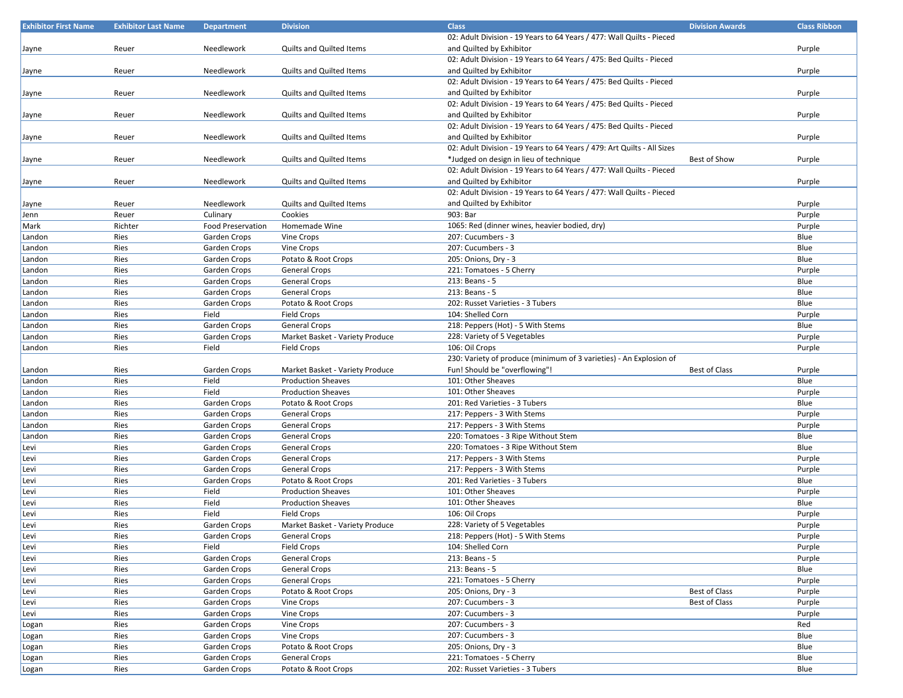| Exhibitor First Name | Exhibitor Last Name | Department | Division | Class | Division Awards | Class Ribbon |
|---|---|---|---|---|---|---|
| Jayne | Reuer | Needlework | Quilts and Quilted Items | 02: Adult Division - 19 Years to 64 Years / 477: Wall Quilts - Pieced and Quilted by Exhibitor | | Purple |
| Jayne | Reuer | Needlework | Quilts and Quilted Items | 02: Adult Division - 19 Years to 64 Years / 475: Bed Quilts - Pieced and Quilted by Exhibitor | | Purple |
| Jayne | Reuer | Needlework | Quilts and Quilted Items | 02: Adult Division - 19 Years to 64 Years / 475: Bed Quilts - Pieced and Quilted by Exhibitor | | Purple |
| Jayne | Reuer | Needlework | Quilts and Quilted Items | 02: Adult Division - 19 Years to 64 Years / 475: Bed Quilts - Pieced and Quilted by Exhibitor | | Purple |
| Jayne | Reuer | Needlework | Quilts and Quilted Items | 02: Adult Division - 19 Years to 64 Years / 475: Bed Quilts - Pieced and Quilted by Exhibitor | | Purple |
| Jayne | Reuer | Needlework | Quilts and Quilted Items | 02: Adult Division - 19 Years to 64 Years / 479: Art Quilts - All Sizes *Judged on design in lieu of technique | Best of Show | Purple |
| Jayne | Reuer | Needlework | Quilts and Quilted Items | 02: Adult Division - 19 Years to 64 Years / 477: Wall Quilts - Pieced and Quilted by Exhibitor | | Purple |
| Jayne | Reuer | Needlework | Quilts and Quilted Items | 02: Adult Division - 19 Years to 64 Years / 477: Wall Quilts - Pieced and Quilted by Exhibitor | | Purple |
| Jenn | Reuer | Culinary | Cookies | 903: Bar | | Purple |
| Mark | Richter | Food Preservation | Homemade Wine | 1065: Red (dinner wines, heavier bodied, dry) | | Purple |
| Landon | Ries | Garden Crops | Vine Crops | 207: Cucumbers - 3 | | Blue |
| Landon | Ries | Garden Crops | Vine Crops | 207: Cucumbers - 3 | | Blue |
| Landon | Ries | Garden Crops | Potato & Root Crops | 205: Onions, Dry - 3 | | Blue |
| Landon | Ries | Garden Crops | General Crops | 221: Tomatoes - 5 Cherry | | Purple |
| Landon | Ries | Garden Crops | General Crops | 213: Beans - 5 | | Blue |
| Landon | Ries | Garden Crops | General Crops | 213: Beans - 5 | | Blue |
| Landon | Ries | Garden Crops | Potato & Root Crops | 202: Russet Varieties - 3 Tubers | | Blue |
| Landon | Ries | Field | Field Crops | 104: Shelled Corn | | Purple |
| Landon | Ries | Garden Crops | General Crops | 218: Peppers (Hot) - 5 With Stems | | Blue |
| Landon | Ries | Garden Crops | Market Basket - Variety Produce | 228: Variety of 5 Vegetables | | Purple |
| Landon | Ries | Field | Field Crops | 106: Oil Crops | | Purple |
| Landon | Ries | Garden Crops | Market Basket - Variety Produce | 230: Variety of produce (minimum of 3 varieties) - An Explosion of Fun! Should be "overflowing"! | Best of Class | Purple |
| Landon | Ries | Field | Production Sheaves | 101: Other Sheaves | | Blue |
| Landon | Ries | Field | Production Sheaves | 101: Other Sheaves | | Purple |
| Landon | Ries | Garden Crops | Potato & Root Crops | 201: Red Varieties - 3 Tubers | | Blue |
| Landon | Ries | Garden Crops | General Crops | 217: Peppers - 3 With Stems | | Purple |
| Landon | Ries | Garden Crops | General Crops | 217: Peppers - 3 With Stems | | Purple |
| Landon | Ries | Garden Crops | General Crops | 220: Tomatoes - 3 Ripe Without Stem | | Blue |
| Levi | Ries | Garden Crops | General Crops | 220: Tomatoes - 3 Ripe Without Stem | | Blue |
| Levi | Ries | Garden Crops | General Crops | 217: Peppers - 3 With Stems | | Purple |
| Levi | Ries | Garden Crops | General Crops | 217: Peppers - 3 With Stems | | Purple |
| Levi | Ries | Garden Crops | Potato & Root Crops | 201: Red Varieties - 3 Tubers | | Blue |
| Levi | Ries | Field | Production Sheaves | 101: Other Sheaves | | Purple |
| Levi | Ries | Field | Production Sheaves | 101: Other Sheaves | | Blue |
| Levi | Ries | Field | Field Crops | 106: Oil Crops | | Purple |
| Levi | Ries | Garden Crops | Market Basket - Variety Produce | 228: Variety of 5 Vegetables | | Purple |
| Levi | Ries | Garden Crops | General Crops | 218: Peppers (Hot) - 5 With Stems | | Purple |
| Levi | Ries | Field | Field Crops | 104: Shelled Corn | | Purple |
| Levi | Ries | Garden Crops | General Crops | 213: Beans - 5 | | Purple |
| Levi | Ries | Garden Crops | General Crops | 213: Beans - 5 | | Blue |
| Levi | Ries | Garden Crops | General Crops | 221: Tomatoes - 5 Cherry | | Purple |
| Levi | Ries | Garden Crops | Potato & Root Crops | 205: Onions, Dry - 3 | Best of Class | Purple |
| Levi | Ries | Garden Crops | Vine Crops | 207: Cucumbers - 3 | Best of Class | Purple |
| Levi | Ries | Garden Crops | Vine Crops | 207: Cucumbers - 3 | | Purple |
| Logan | Ries | Garden Crops | Vine Crops | 207: Cucumbers - 3 | | Red |
| Logan | Ries | Garden Crops | Vine Crops | 207: Cucumbers - 3 | | Blue |
| Logan | Ries | Garden Crops | Potato & Root Crops | 205: Onions, Dry - 3 | | Blue |
| Logan | Ries | Garden Crops | General Crops | 221: Tomatoes - 5 Cherry | | Blue |
| Logan | Ries | Garden Crops | Potato & Root Crops | 202: Russet Varieties - 3 Tubers | | Blue |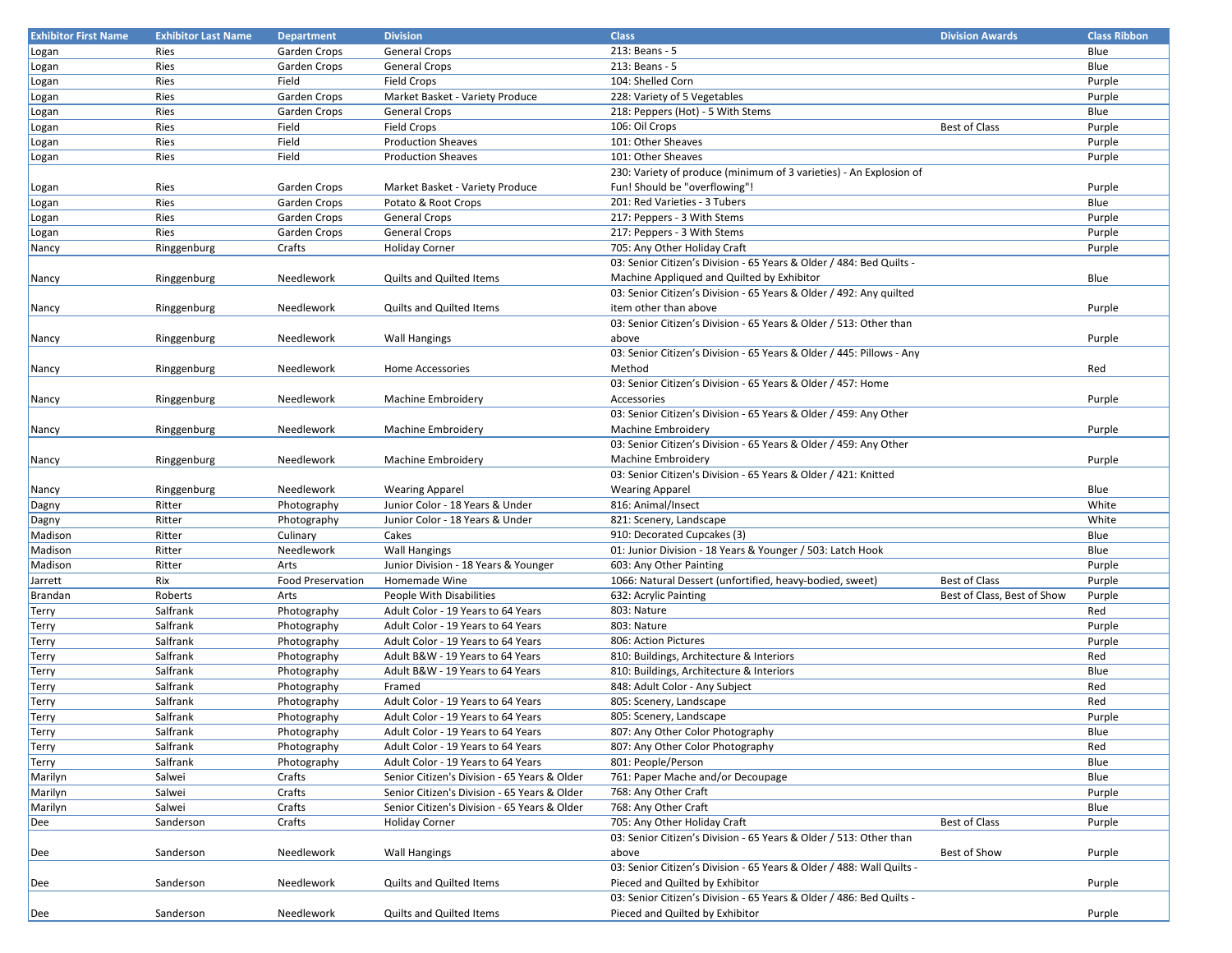| Exhibitor First Name | Exhibitor Last Name | Department | Division | Class | Division Awards | Class Ribbon |
|---|---|---|---|---|---|---|
| Logan | Ries | Garden Crops | General Crops | 213: Beans - 5 | | Blue |
| Logan | Ries | Garden Crops | General Crops | 213: Beans - 5 | | Blue |
| Logan | Ries | Field | Field Crops | 104: Shelled Corn | | Purple |
| Logan | Ries | Garden Crops | Market Basket - Variety Produce | 228: Variety of 5 Vegetables | | Purple |
| Logan | Ries | Garden Crops | General Crops | 218: Peppers (Hot) - 5 With Stems | | Blue |
| Logan | Ries | Field | Field Crops | 106: Oil Crops | Best of Class | Purple |
| Logan | Ries | Field | Production Sheaves | 101: Other Sheaves | | Purple |
| Logan | Ries | Field | Production Sheaves | 101: Other Sheaves | | Purple |
| Logan | Ries | Garden Crops | Market Basket - Variety Produce | 230: Variety of produce (minimum of 3 varieties) - An Explosion of Fun! Should be "overflowing"! | | Purple |
| Logan | Ries | Garden Crops | Potato & Root Crops | 201: Red Varieties - 3 Tubers | | Blue |
| Logan | Ries | Garden Crops | General Crops | 217: Peppers - 3 With Stems | | Purple |
| Logan | Ries | Garden Crops | General Crops | 217: Peppers - 3 With Stems | | Purple |
| Nancy | Ringgenburg | Crafts | Holiday Corner | 705: Any Other Holiday Craft | | Purple |
| Nancy | Ringgenburg | Needlework | Quilts and Quilted Items | 03: Senior Citizen’s Division - 65 Years & Older / 484: Bed Quilts - Machine Appliqued and Quilted by Exhibitor | | Blue |
| Nancy | Ringgenburg | Needlework | Quilts and Quilted Items | 03: Senior Citizen’s Division - 65 Years & Older / 492: Any quilted item other than above | | Purple |
| Nancy | Ringgenburg | Needlework | Wall Hangings | 03: Senior Citizen’s Division - 65 Years & Older / 513: Other than above | | Purple |
| Nancy | Ringgenburg | Needlework | Home Accessories | 03: Senior Citizen’s Division - 65 Years & Older / 445: Pillows - Any Method | | Red |
| Nancy | Ringgenburg | Needlework | Machine Embroidery | 03: Senior Citizen’s Division - 65 Years & Older / 457: Home Accessories | | Purple |
| Nancy | Ringgenburg | Needlework | Machine Embroidery | 03: Senior Citizen’s Division - 65 Years & Older / 459: Any Other Machine Embroidery | | Purple |
| Nancy | Ringgenburg | Needlework | Machine Embroidery | 03: Senior Citizen’s Division - 65 Years & Older / 459: Any Other Machine Embroidery | | Purple |
| Nancy | Ringgenburg | Needlework | Wearing Apparel | 03: Senior Citizen's Division - 65 Years & Older / 421: Knitted Wearing Apparel | | Blue |
| Dagny | Ritter | Photography | Junior Color - 18 Years & Under | 816: Animal/Insect | | White |
| Dagny | Ritter | Photography | Junior Color - 18 Years & Under | 821: Scenery, Landscape | | White |
| Madison | Ritter | Culinary | Cakes | 910: Decorated Cupcakes (3) | | Blue |
| Madison | Ritter | Needlework | Wall Hangings | 01: Junior Division - 18 Years & Younger / 503: Latch Hook | | Blue |
| Madison | Ritter | Arts | Junior Division - 18 Years & Younger | 603: Any Other Painting | | Purple |
| Jarrett | Rix | Food Preservation | Homemade Wine | 1066: Natural Dessert (unfortified, heavy-bodied, sweet) | Best of Class | Purple |
| Brandan | Roberts | Arts | People With Disabilities | 632: Acrylic Painting | Best of Class, Best of Show | Purple |
| Terry | Salfrank | Photography | Adult Color - 19 Years to 64 Years | 803: Nature | | Red |
| Terry | Salfrank | Photography | Adult Color - 19 Years to 64 Years | 803: Nature | | Purple |
| Terry | Salfrank | Photography | Adult Color - 19 Years to 64 Years | 806: Action Pictures | | Purple |
| Terry | Salfrank | Photography | Adult B&W - 19 Years to 64 Years | 810: Buildings, Architecture & Interiors | | Red |
| Terry | Salfrank | Photography | Adult B&W - 19 Years to 64 Years | 810: Buildings, Architecture & Interiors | | Blue |
| Terry | Salfrank | Photography | Framed | 848: Adult Color - Any Subject | | Red |
| Terry | Salfrank | Photography | Adult Color - 19 Years to 64 Years | 805: Scenery, Landscape | | Red |
| Terry | Salfrank | Photography | Adult Color - 19 Years to 64 Years | 805: Scenery, Landscape | | Purple |
| Terry | Salfrank | Photography | Adult Color - 19 Years to 64 Years | 807: Any Other Color Photography | | Blue |
| Terry | Salfrank | Photography | Adult Color - 19 Years to 64 Years | 807: Any Other Color Photography | | Red |
| Terry | Salfrank | Photography | Adult Color - 19 Years to 64 Years | 801: People/Person | | Blue |
| Marilyn | Salwei | Crafts | Senior Citizen's Division - 65 Years & Older | 761: Paper Mache and/or Decoupage | | Blue |
| Marilyn | Salwei | Crafts | Senior Citizen's Division - 65 Years & Older | 768: Any Other Craft | | Purple |
| Marilyn | Salwei | Crafts | Senior Citizen's Division - 65 Years & Older | 768: Any Other Craft | | Blue |
| Dee | Sanderson | Crafts | Holiday Corner | 705: Any Other Holiday Craft | Best of Class | Purple |
| Dee | Sanderson | Needlework | Wall Hangings | 03: Senior Citizen’s Division - 65 Years & Older / 513: Other than above | Best of Show | Purple |
| Dee | Sanderson | Needlework | Quilts and Quilted Items | 03: Senior Citizen’s Division - 65 Years & Older / 488: Wall Quilts - Pieced and Quilted by Exhibitor | | Purple |
| Dee | Sanderson | Needlework | Quilts and Quilted Items | 03: Senior Citizen’s Division - 65 Years & Older / 486: Bed Quilts - Pieced and Quilted by Exhibitor | | Purple |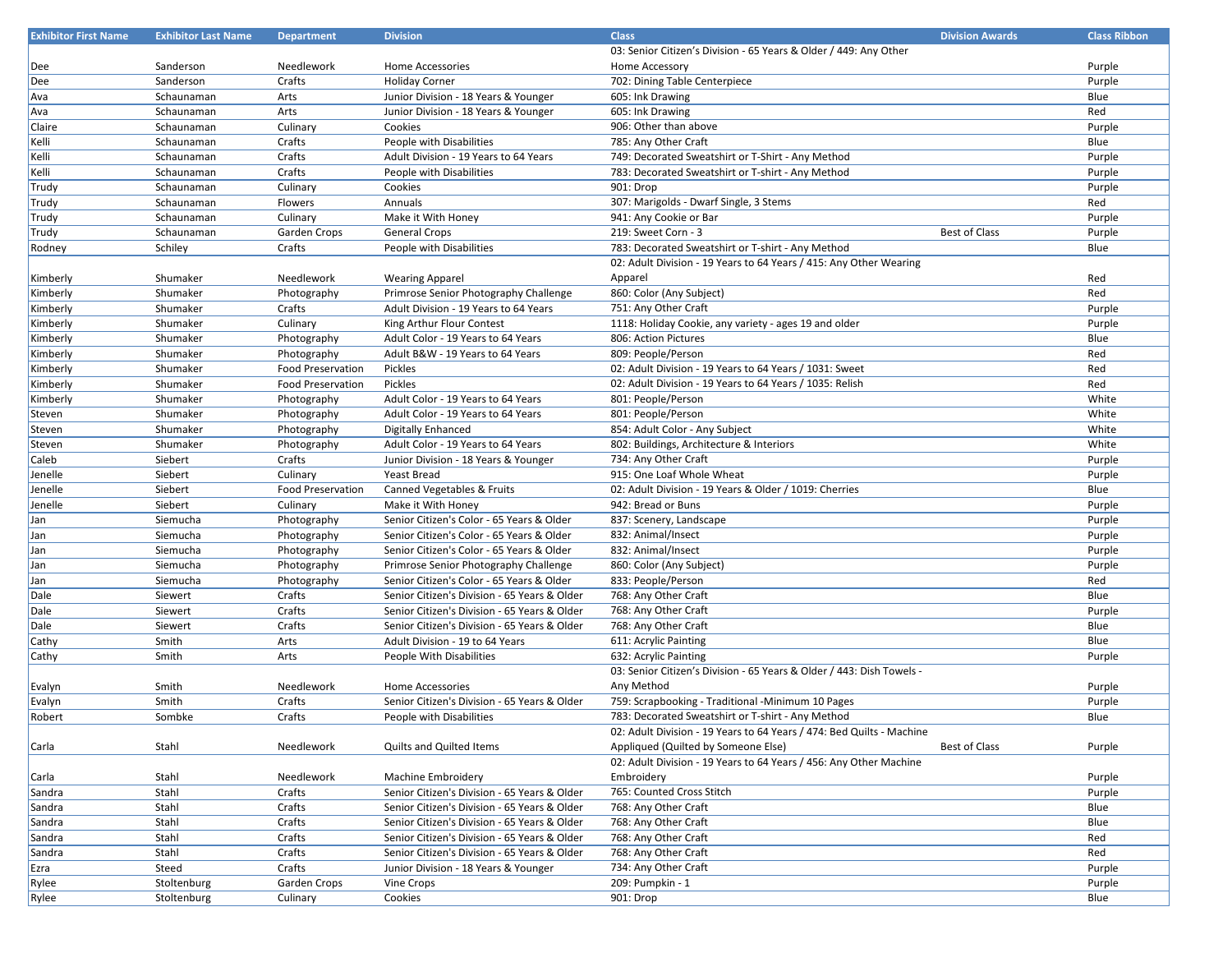| Exhibitor First Name | Exhibitor Last Name | Department | Division | Class | Division Awards | Class Ribbon |
|---|---|---|---|---|---|---|
| Dee | Sanderson | Needlework | Home Accessories | 03: Senior Citizen's Division - 65 Years & Older / 449: Any Other Home Accessory | | Purple |
| Dee | Sanderson | Crafts | Holiday Corner | 702: Dining Table Centerpiece | | Purple |
| Ava | Schaunaman | Arts | Junior Division - 18 Years & Younger | 605: Ink Drawing | | Blue |
| Ava | Schaunaman | Arts | Junior Division - 18 Years & Younger | 605: Ink Drawing | | Red |
| Claire | Schaunaman | Culinary | Cookies | 906: Other than above | | Purple |
| Kelli | Schaunaman | Crafts | People with Disabilities | 785: Any Other Craft | | Blue |
| Kelli | Schaunaman | Crafts | Adult Division - 19 Years to 64 Years | 749: Decorated Sweatshirt or T-Shirt - Any Method | | Purple |
| Kelli | Schaunaman | Crafts | People with Disabilities | 783: Decorated Sweatshirt or T-shirt - Any Method | | Purple |
| Trudy | Schaunaman | Culinary | Cookies | 901: Drop | | Purple |
| Trudy | Schaunaman | Flowers | Annuals | 307: Marigolds - Dwarf Single, 3 Stems | | Red |
| Trudy | Schaunaman | Culinary | Make it With Honey | 941: Any Cookie or Bar | | Purple |
| Trudy | Schaunaman | Garden Crops | General Crops | 219: Sweet Corn - 3 | Best of Class | Purple |
| Rodney | Schiley | Crafts | People with Disabilities | 783: Decorated Sweatshirt or T-shirt - Any Method | | Blue |
| Kimberly | Shumaker | Needlework | Wearing Apparel | 02: Adult Division - 19 Years to 64 Years / 415: Any Other Wearing Apparel | | Red |
| Kimberly | Shumaker | Photography | Primrose Senior Photography Challenge | 860: Color (Any Subject) | | Red |
| Kimberly | Shumaker | Crafts | Adult Division - 19 Years to 64 Years | 751: Any Other Craft | | Purple |
| Kimberly | Shumaker | Culinary | King Arthur Flour Contest | 1118: Holiday Cookie, any variety - ages 19 and older | | Purple |
| Kimberly | Shumaker | Photography | Adult Color - 19 Years to 64 Years | 806: Action Pictures | | Blue |
| Kimberly | Shumaker | Photography | Adult B&W - 19 Years to 64 Years | 809: People/Person | | Red |
| Kimberly | Shumaker | Food Preservation | Pickles | 02: Adult Division - 19 Years to 64 Years / 1031: Sweet | | Red |
| Kimberly | Shumaker | Food Preservation | Pickles | 02: Adult Division - 19 Years to 64 Years / 1035: Relish | | Red |
| Kimberly | Shumaker | Photography | Adult Color - 19 Years to 64 Years | 801: People/Person | | White |
| Steven | Shumaker | Photography | Adult Color - 19 Years to 64 Years | 801: People/Person | | White |
| Steven | Shumaker | Photography | Digitally Enhanced | 854: Adult Color - Any Subject | | White |
| Steven | Shumaker | Photography | Adult Color - 19 Years to 64 Years | 802: Buildings, Architecture & Interiors | | White |
| Caleb | Siebert | Crafts | Junior Division - 18 Years & Younger | 734: Any Other Craft | | Purple |
| Jenelle | Siebert | Culinary | Yeast Bread | 915: One Loaf Whole Wheat | | Purple |
| Jenelle | Siebert | Food Preservation | Canned Vegetables & Fruits | 02: Adult Division - 19 Years & Older / 1019: Cherries | | Blue |
| Jenelle | Siebert | Culinary | Make it With Honey | 942: Bread or Buns | | Purple |
| Jan | Siemucha | Photography | Senior Citizen's Color - 65 Years & Older | 837: Scenery, Landscape | | Purple |
| Jan | Siemucha | Photography | Senior Citizen's Color - 65 Years & Older | 832: Animal/Insect | | Purple |
| Jan | Siemucha | Photography | Senior Citizen's Color - 65 Years & Older | 832: Animal/Insect | | Purple |
| Jan | Siemucha | Photography | Primrose Senior Photography Challenge | 860: Color (Any Subject) | | Purple |
| Jan | Siemucha | Photography | Senior Citizen's Color - 65 Years & Older | 833: People/Person | | Red |
| Dale | Siewert | Crafts | Senior Citizen's Division - 65 Years & Older | 768: Any Other Craft | | Blue |
| Dale | Siewert | Crafts | Senior Citizen's Division - 65 Years & Older | 768: Any Other Craft | | Purple |
| Dale | Siewert | Crafts | Senior Citizen's Division - 65 Years & Older | 768: Any Other Craft | | Blue |
| Cathy | Smith | Arts | Adult Division - 19 to 64 Years | 611: Acrylic Painting | | Blue |
| Cathy | Smith | Arts | People With Disabilities | 632: Acrylic Painting | | Purple |
| Evalyn | Smith | Needlework | Home Accessories | 03: Senior Citizen's Division - 65 Years & Older / 443: Dish Towels - Any Method | | Purple |
| Evalyn | Smith | Crafts | Senior Citizen's Division - 65 Years & Older | 759: Scrapbooking - Traditional -Minimum 10 Pages | | Purple |
| Robert | Sombke | Crafts | People with Disabilities | 783: Decorated Sweatshirt or T-shirt - Any Method | | Blue |
| Carla | Stahl | Needlework | Quilts and Quilted Items | 02: Adult Division - 19 Years to 64 Years / 474: Bed Quilts - Machine Appliqued (Quilted by Someone Else) | Best of Class | Purple |
| Carla | Stahl | Needlework | Machine Embroidery | 02: Adult Division - 19 Years to 64 Years / 456: Any Other Machine Embroidery | | Purple |
| Sandra | Stahl | Crafts | Senior Citizen's Division - 65 Years & Older | 765: Counted Cross Stitch | | Purple |
| Sandra | Stahl | Crafts | Senior Citizen's Division - 65 Years & Older | 768: Any Other Craft | | Blue |
| Sandra | Stahl | Crafts | Senior Citizen's Division - 65 Years & Older | 768: Any Other Craft | | Blue |
| Sandra | Stahl | Crafts | Senior Citizen's Division - 65 Years & Older | 768: Any Other Craft | | Red |
| Sandra | Stahl | Crafts | Senior Citizen's Division - 65 Years & Older | 768: Any Other Craft | | Red |
| Ezra | Steed | Crafts | Junior Division - 18 Years & Younger | 734: Any Other Craft | | Purple |
| Rylee | Stoltenburg | Garden Crops | Vine Crops | 209: Pumpkin - 1 | | Purple |
| Rylee | Stoltenburg | Culinary | Cookies | 901: Drop | | Blue |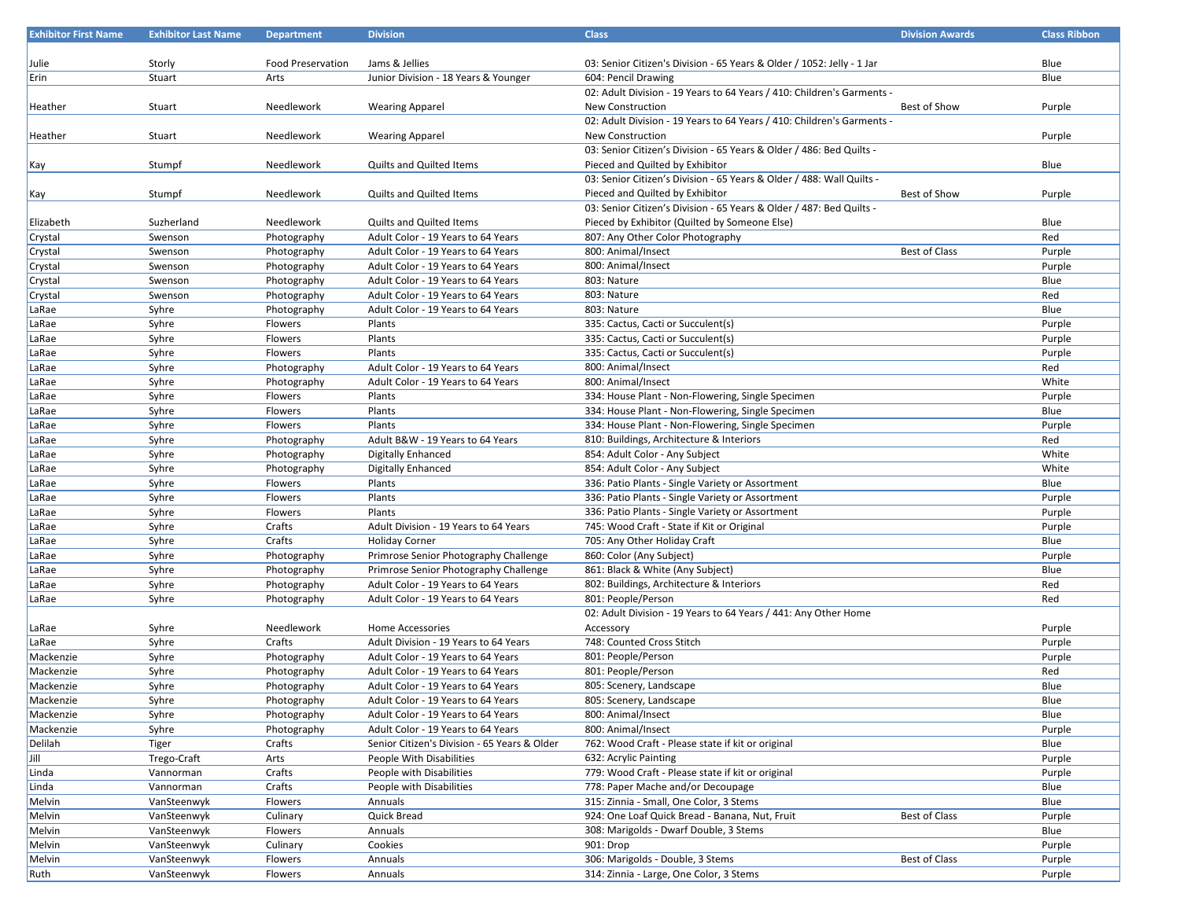| Exhibitor First Name | Exhibitor Last Name | Department | Division | Class | Division Awards | Class Ribbon |
|---|---|---|---|---|---|---|
| Julie | Storly | Food Preservation | Jams & Jellies | 03: Senior Citizen's Division - 65 Years & Older / 1052: Jelly - 1 Jar | | Blue |
| Erin | Stuart | Arts | Junior Division - 18 Years & Younger | 604: Pencil Drawing | | Blue |
| Heather | Stuart | Needlework | Wearing Apparel | 02: Adult Division - 19 Years to 64 Years / 410: Children's Garments - New Construction | Best of Show | Purple |
| Heather | Stuart | Needlework | Wearing Apparel | 02: Adult Division - 19 Years to 64 Years / 410: Children's Garments - New Construction | | Purple |
| Kay | Stumpf | Needlework | Quilts and Quilted Items | 03: Senior Citizen's Division - 65 Years & Older / 486: Bed Quilts - Pieced and Quilted by Exhibitor | | Blue |
| Kay | Stumpf | Needlework | Quilts and Quilted Items | 03: Senior Citizen's Division - 65 Years & Older / 488: Wall Quilts - Pieced and Quilted by Exhibitor | Best of Show | Purple |
| Elizabeth | Suzherland | Needlework | Quilts and Quilted Items | 03: Senior Citizen's Division - 65 Years & Older / 487: Bed Quilts - Pieced by Exhibitor (Quilted by Someone Else) | | Blue |
| Crystal | Swenson | Photography | Adult Color - 19 Years to 64 Years | 807: Any Other Color Photography | | Red |
| Crystal | Swenson | Photography | Adult Color - 19 Years to 64 Years | 800: Animal/Insect | Best of Class | Purple |
| Crystal | Swenson | Photography | Adult Color - 19 Years to 64 Years | 800: Animal/Insect | | Purple |
| Crystal | Swenson | Photography | Adult Color - 19 Years to 64 Years | 803: Nature | | Blue |
| Crystal | Swenson | Photography | Adult Color - 19 Years to 64 Years | 803: Nature | | Red |
| LaRae | Syhre | Photography | Adult Color - 19 Years to 64 Years | 803: Nature | | Blue |
| LaRae | Syhre | Flowers | Plants | 335: Cactus, Cacti or Succulent(s) | | Purple |
| LaRae | Syhre | Flowers | Plants | 335: Cactus, Cacti or Succulent(s) | | Purple |
| LaRae | Syhre | Flowers | Plants | 335: Cactus, Cacti or Succulent(s) | | Purple |
| LaRae | Syhre | Photography | Adult Color - 19 Years to 64 Years | 800: Animal/Insect | | Red |
| LaRae | Syhre | Photography | Adult Color - 19 Years to 64 Years | 800: Animal/Insect | | White |
| LaRae | Syhre | Flowers | Plants | 334: House Plant - Non-Flowering, Single Specimen | | Purple |
| LaRae | Syhre | Flowers | Plants | 334: House Plant - Non-Flowering, Single Specimen | | Blue |
| LaRae | Syhre | Flowers | Plants | 334: House Plant - Non-Flowering, Single Specimen | | Purple |
| LaRae | Syhre | Photography | Adult B&W - 19 Years to 64 Years | 810: Buildings, Architecture & Interiors | | Red |
| LaRae | Syhre | Photography | Digitally Enhanced | 854: Adult Color - Any Subject | | White |
| LaRae | Syhre | Photography | Digitally Enhanced | 854: Adult Color - Any Subject | | White |
| LaRae | Syhre | Flowers | Plants | 336: Patio Plants - Single Variety or Assortment | | Blue |
| LaRae | Syhre | Flowers | Plants | 336: Patio Plants - Single Variety or Assortment | | Purple |
| LaRae | Syhre | Flowers | Plants | 336: Patio Plants - Single Variety or Assortment | | Purple |
| LaRae | Syhre | Crafts | Adult Division - 19 Years to 64 Years | 745: Wood Craft - State if Kit or Original | | Purple |
| LaRae | Syhre | Crafts | Holiday Corner | 705: Any Other Holiday Craft | | Blue |
| LaRae | Syhre | Photography | Primrose Senior Photography Challenge | 860: Color (Any Subject) | | Purple |
| LaRae | Syhre | Photography | Primrose Senior Photography Challenge | 861: Black & White (Any Subject) | | Blue |
| LaRae | Syhre | Photography | Adult Color - 19 Years to 64 Years | 802: Buildings, Architecture & Interiors | | Red |
| LaRae | Syhre | Photography | Adult Color - 19 Years to 64 Years | 801: People/Person | | Red |
| LaRae | Syhre | Needlework | Home Accessories | 02: Adult Division - 19 Years to 64 Years / 441: Any Other Home Accessory | | Purple |
| LaRae | Syhre | Crafts | Adult Division - 19 Years to 64 Years | 748: Counted Cross Stitch | | Purple |
| Mackenzie | Syhre | Photography | Adult Color - 19 Years to 64 Years | 801: People/Person | | Purple |
| Mackenzie | Syhre | Photography | Adult Color - 19 Years to 64 Years | 801: People/Person | | Red |
| Mackenzie | Syhre | Photography | Adult Color - 19 Years to 64 Years | 805: Scenery, Landscape | | Blue |
| Mackenzie | Syhre | Photography | Adult Color - 19 Years to 64 Years | 805: Scenery, Landscape | | Blue |
| Mackenzie | Syhre | Photography | Adult Color - 19 Years to 64 Years | 800: Animal/Insect | | Blue |
| Mackenzie | Syhre | Photography | Adult Color - 19 Years to 64 Years | 800: Animal/Insect | | Purple |
| Delilah | Tiger | Crafts | Senior Citizen's Division - 65 Years & Older | 762: Wood Craft - Please state if kit or original | | Blue |
| Jill | Trego-Craft | Arts | People With Disabilities | 632: Acrylic Painting | | Purple |
| Linda | Vannorman | Crafts | People with Disabilities | 779: Wood Craft - Please state if kit or original | | Purple |
| Linda | Vannorman | Crafts | People with Disabilities | 778: Paper Mache and/or Decoupage | | Blue |
| Melvin | VanSteenwyk | Flowers | Annuals | 315: Zinnia - Small, One Color, 3 Stems | | Blue |
| Melvin | VanSteenwyk | Culinary | Quick Bread | 924: One Loaf Quick Bread - Banana, Nut, Fruit | Best of Class | Purple |
| Melvin | VanSteenwyk | Flowers | Annuals | 308: Marigolds - Dwarf Double, 3 Stems | | Blue |
| Melvin | VanSteenwyk | Culinary | Cookies | 901: Drop | | Purple |
| Melvin | VanSteenwyk | Flowers | Annuals | 306: Marigolds - Double, 3 Stems | Best of Class | Purple |
| Ruth | VanSteenwyk | Flowers | Annuals | 314: Zinnia - Large, One Color, 3 Stems | | Purple |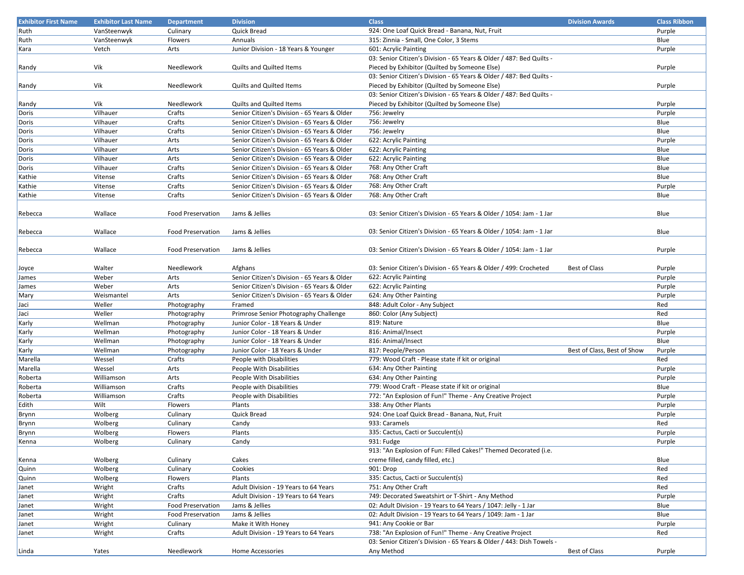| Exhibitor First Name | Exhibitor Last Name | Department | Division | Class | Division Awards | Class Ribbon |
|---|---|---|---|---|---|---|
| Ruth | VanSteenwyk | Culinary | Quick Bread | 924: One Loaf Quick Bread - Banana, Nut, Fruit | | Purple |
| Ruth | VanSteenwyk | Flowers | Annuals | 315: Zinnia - Small, One Color, 3 Stems | | Blue |
| Kara | Vetch | Arts | Junior Division - 18 Years & Younger | 601: Acrylic Painting | | Purple |
| Randy | Vik | Needlework | Quilts and Quilted Items | 03: Senior Citizen's Division - 65 Years & Older / 487: Bed Quilts - Pieced by Exhibitor (Quilted by Someone Else) | | Purple |
| Randy | Vik | Needlework | Quilts and Quilted Items | 03: Senior Citizen's Division - 65 Years & Older / 487: Bed Quilts - Pieced by Exhibitor (Quilted by Someone Else) | | Purple |
| Randy | Vik | Needlework | Quilts and Quilted Items | 03: Senior Citizen's Division - 65 Years & Older / 487: Bed Quilts - Pieced by Exhibitor (Quilted by Someone Else) | | Purple |
| Doris | Vilhauer | Crafts | Senior Citizen's Division - 65 Years & Older | 756: Jewelry | | Purple |
| Doris | Vilhauer | Crafts | Senior Citizen's Division - 65 Years & Older | 756: Jewelry | | Blue |
| Doris | Vilhauer | Crafts | Senior Citizen's Division - 65 Years & Older | 756: Jewelry | | Blue |
| Doris | Vilhauer | Arts | Senior Citizen's Division - 65 Years & Older | 622: Acrylic Painting | | Purple |
| Doris | Vilhauer | Arts | Senior Citizen's Division - 65 Years & Older | 622: Acrylic Painting | | Blue |
| Doris | Vilhauer | Arts | Senior Citizen's Division - 65 Years & Older | 622: Acrylic Painting | | Blue |
| Doris | Vilhauer | Crafts | Senior Citizen's Division - 65 Years & Older | 768: Any Other Craft | | Blue |
| Kathie | Vitense | Crafts | Senior Citizen's Division - 65 Years & Older | 768: Any Other Craft | | Blue |
| Kathie | Vitense | Crafts | Senior Citizen's Division - 65 Years & Older | 768: Any Other Craft | | Purple |
| Kathie | Vitense | Crafts | Senior Citizen's Division - 65 Years & Older | 768: Any Other Craft | | Blue |
| Rebecca | Wallace | Food Preservation | Jams & Jellies | 03: Senior Citizen's Division - 65 Years & Older / 1054: Jam - 1 Jar | | Blue |
| Rebecca | Wallace | Food Preservation | Jams & Jellies | 03: Senior Citizen's Division - 65 Years & Older / 1054: Jam - 1 Jar | | Blue |
| Rebecca | Wallace | Food Preservation | Jams & Jellies | 03: Senior Citizen's Division - 65 Years & Older / 1054: Jam - 1 Jar | | Purple |
| Joyce | Walter | Needlework | Afghans | 03: Senior Citizen's Division - 65 Years & Older / 499: Crocheted | Best of Class | Purple |
| James | Weber | Arts | Senior Citizen's Division - 65 Years & Older | 622: Acrylic Painting | | Purple |
| James | Weber | Arts | Senior Citizen's Division - 65 Years & Older | 622: Acrylic Painting | | Purple |
| Mary | Weismantel | Arts | Senior Citizen's Division - 65 Years & Older | 624: Any Other Painting | | Purple |
| Jaci | Weller | Photography | Framed | 848: Adult Color - Any Subject | | Red |
| Jaci | Weller | Photography | Primrose Senior Photography Challenge | 860: Color (Any Subject) | | Red |
| Karly | Wellman | Photography | Junior Color - 18 Years & Under | 819: Nature | | Blue |
| Karly | Wellman | Photography | Junior Color - 18 Years & Under | 816: Animal/Insect | | Purple |
| Karly | Wellman | Photography | Junior Color - 18 Years & Under | 816: Animal/Insect | | Blue |
| Karly | Wellman | Photography | Junior Color - 18 Years & Under | 817: People/Person | Best of Class, Best of Show | Purple |
| Marella | Wessel | Crafts | People with Disabilities | 779: Wood Craft - Please state if kit or original | | Red |
| Marella | Wessel | Arts | People With Disabilities | 634: Any Other Painting | | Purple |
| Roberta | Williamson | Arts | People With Disabilities | 634: Any Other Painting | | Purple |
| Roberta | Williamson | Crafts | People with Disabilities | 779: Wood Craft - Please state if kit or original | | Blue |
| Roberta | Williamson | Crafts | People with Disabilities | 772: "An Explosion of Fun!" Theme - Any Creative Project | | Purple |
| Edith | Wilt | Flowers | Plants | 338: Any Other Plants | | Purple |
| Brynn | Wolberg | Culinary | Quick Bread | 924: One Loaf Quick Bread - Banana, Nut, Fruit | | Purple |
| Brynn | Wolberg | Culinary | Candy | 933: Caramels | | Red |
| Brynn | Wolberg | Flowers | Plants | 335: Cactus, Cacti or Succulent(s) | | Purple |
| Kenna | Wolberg | Culinary | Candy | 931: Fudge | | Purple |
| Kenna | Wolberg | Culinary | Cakes | 913: "An Explosion of Fun: Filled Cakes!" Themed Decorated (i.e. creme filled, candy filled, etc.) | | Blue |
| Quinn | Wolberg | Culinary | Cookies | 901: Drop | | Red |
| Quinn | Wolberg | Flowers | Plants | 335: Cactus, Cacti or Succulent(s) | | Red |
| Janet | Wright | Crafts | Adult Division - 19 Years to 64 Years | 751: Any Other Craft | | Red |
| Janet | Wright | Crafts | Adult Division - 19 Years to 64 Years | 749: Decorated Sweatshirt or T-Shirt - Any Method | | Purple |
| Janet | Wright | Food Preservation | Jams & Jellies | 02: Adult Division - 19 Years to 64 Years / 1047: Jelly - 1 Jar | | Blue |
| Janet | Wright | Food Preservation | Jams & Jellies | 02: Adult Division - 19 Years to 64 Years / 1049: Jam - 1 Jar | | Blue |
| Janet | Wright | Culinary | Make it With Honey | 941: Any Cookie or Bar | | Purple |
| Janet | Wright | Crafts | Adult Division - 19 Years to 64 Years | 738: "An Explosion of Fun!" Theme - Any Creative Project | | Red |
| Linda | Yates | Needlework | Home Accessories | 03: Senior Citizen's Division - 65 Years & Older / 443: Dish Towels - Any Method | Best of Class | Purple |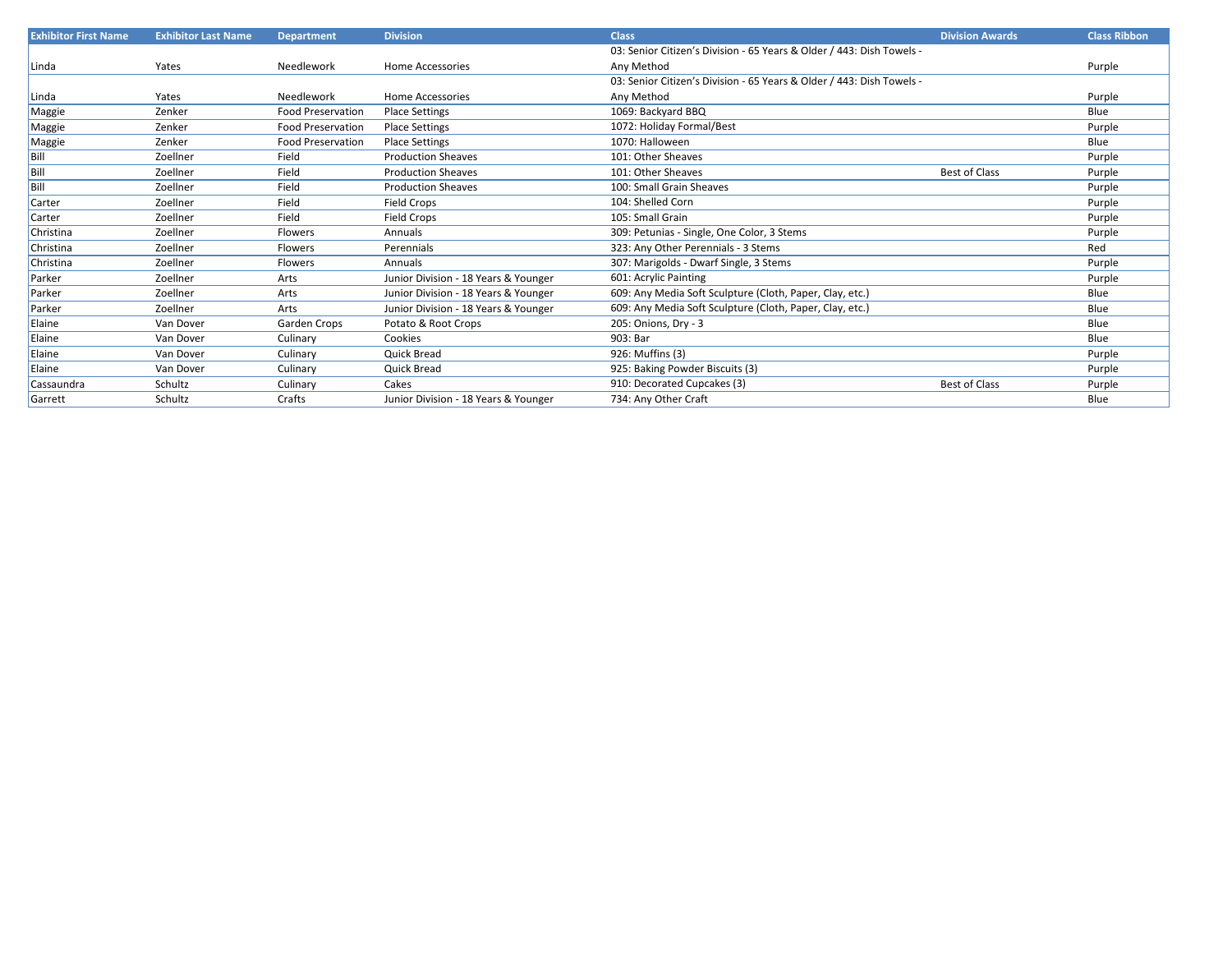| Exhibitor First Name | Exhibitor Last Name | Department | Division | Class | Division Awards | Class Ribbon |
|---|---|---|---|---|---|---|
| Linda | Yates | Needlework | Home Accessories | 03: Senior Citizen's Division - 65 Years & Older / 443: Dish Towels - Any Method | | Purple |
| Linda | Yates | Needlework | Home Accessories | 03: Senior Citizen's Division - 65 Years & Older / 443: Dish Towels - Any Method | | Purple |
| Maggie | Zenker | Food Preservation | Place Settings | 1069: Backyard BBQ | | Blue |
| Maggie | Zenker | Food Preservation | Place Settings | 1072: Holiday Formal/Best | | Purple |
| Maggie | Zenker | Food Preservation | Place Settings | 1070: Halloween | | Blue |
| Bill | Zoellner | Field | Production Sheaves | 101: Other Sheaves | | Purple |
| Bill | Zoellner | Field | Production Sheaves | 101: Other Sheaves | Best of Class | Purple |
| Bill | Zoellner | Field | Production Sheaves | 100: Small Grain Sheaves | | Purple |
| Carter | Zoellner | Field | Field Crops | 104: Shelled Corn | | Purple |
| Carter | Zoellner | Field | Field Crops | 105: Small Grain | | Purple |
| Christina | Zoellner | Flowers | Annuals | 309: Petunias - Single, One Color, 3 Stems | | Purple |
| Christina | Zoellner | Flowers | Perennials | 323: Any Other Perennials - 3 Stems | | Red |
| Christina | Zoellner | Flowers | Annuals | 307: Marigolds - Dwarf Single, 3 Stems | | Purple |
| Parker | Zoellner | Arts | Junior Division - 18 Years & Younger | 601: Acrylic Painting | | Purple |
| Parker | Zoellner | Arts | Junior Division - 18 Years & Younger | 609: Any Media Soft Sculpture (Cloth, Paper, Clay, etc.) | | Blue |
| Parker | Zoellner | Arts | Junior Division - 18 Years & Younger | 609: Any Media Soft Sculpture (Cloth, Paper, Clay, etc.) | | Blue |
| Elaine | Van Dover | Garden Crops | Potato & Root Crops | 205: Onions, Dry - 3 | | Blue |
| Elaine | Van Dover | Culinary | Cookies | 903: Bar | | Blue |
| Elaine | Van Dover | Culinary | Quick Bread | 926: Muffins (3) | | Purple |
| Elaine | Van Dover | Culinary | Quick Bread | 925: Baking Powder Biscuits (3) | | Purple |
| Cassaundra | Schultz | Culinary | Cakes | 910: Decorated Cupcakes (3) | Best of Class | Purple |
| Garrett | Schultz | Crafts | Junior Division - 18 Years & Younger | 734: Any Other Craft | | Blue |